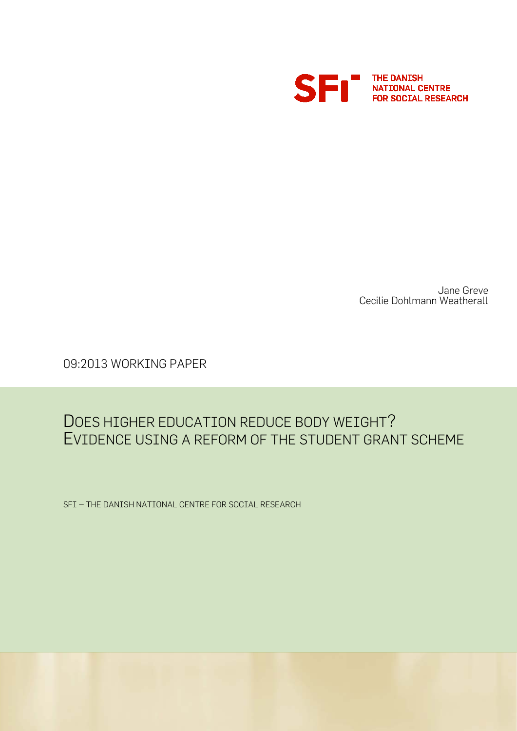SFI THE DANISH NATIONAL CENTRE FOR SOCIAL RESEARCH

Jane Greve
Cecilie Dohlmann Weatherall

09:2013 WORKING PAPER

# DOES HIGHER EDUCATION REDUCE BODY WEIGHT? EVIDENCE USING A REFORM OF THE STUDENT GRANT SCHEME

SFI – THE DANISH NATIONAL CENTRE FOR SOCIAL RESEARCH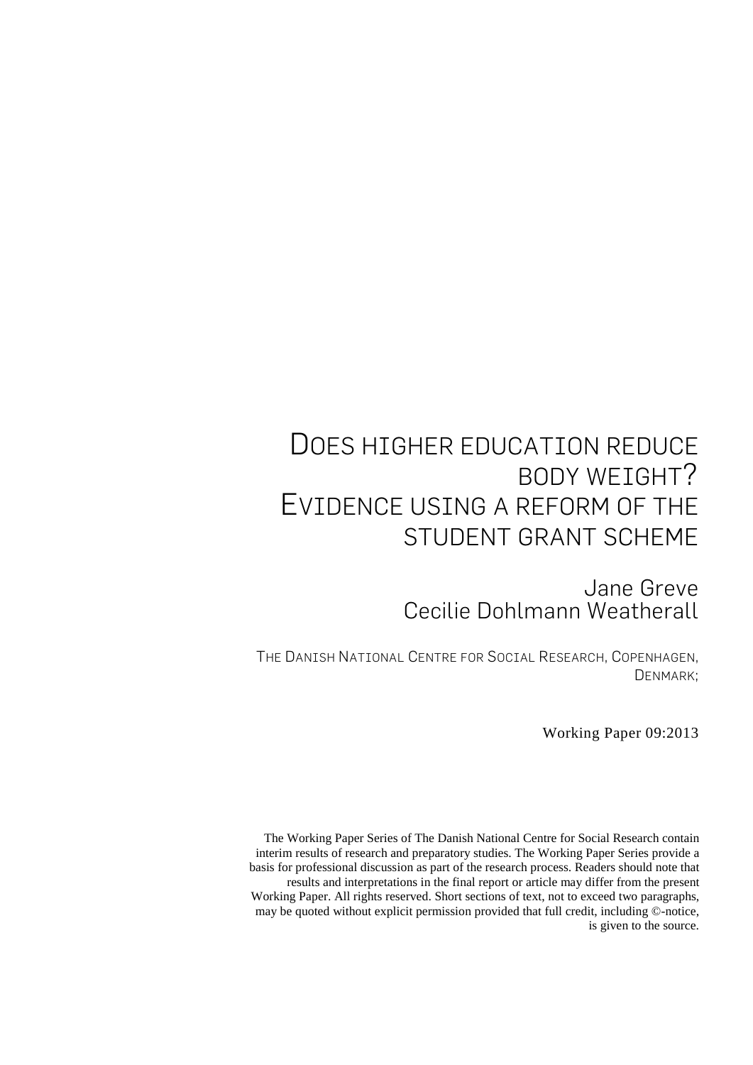# DOES HIGHER EDUCATION REDUCE BODY WEIGHT? EVIDENCE USING A REFORM OF THE STUDENT GRANT SCHEME

Jane Greve
Cecilie Dohlmann Weatherall

THE DANISH NATIONAL CENTRE FOR SOCIAL RESEARCH, COPENHAGEN, DENMARK;

Working Paper 09:2013

The Working Paper Series of The Danish National Centre for Social Research contain interim results of research and preparatory studies. The Working Paper Series provide a basis for professional discussion as part of the research process. Readers should note that results and interpretations in the final report or article may differ from the present Working Paper. All rights reserved. Short sections of text, not to exceed two paragraphs, may be quoted without explicit permission provided that full credit, including ©-notice, is given to the source.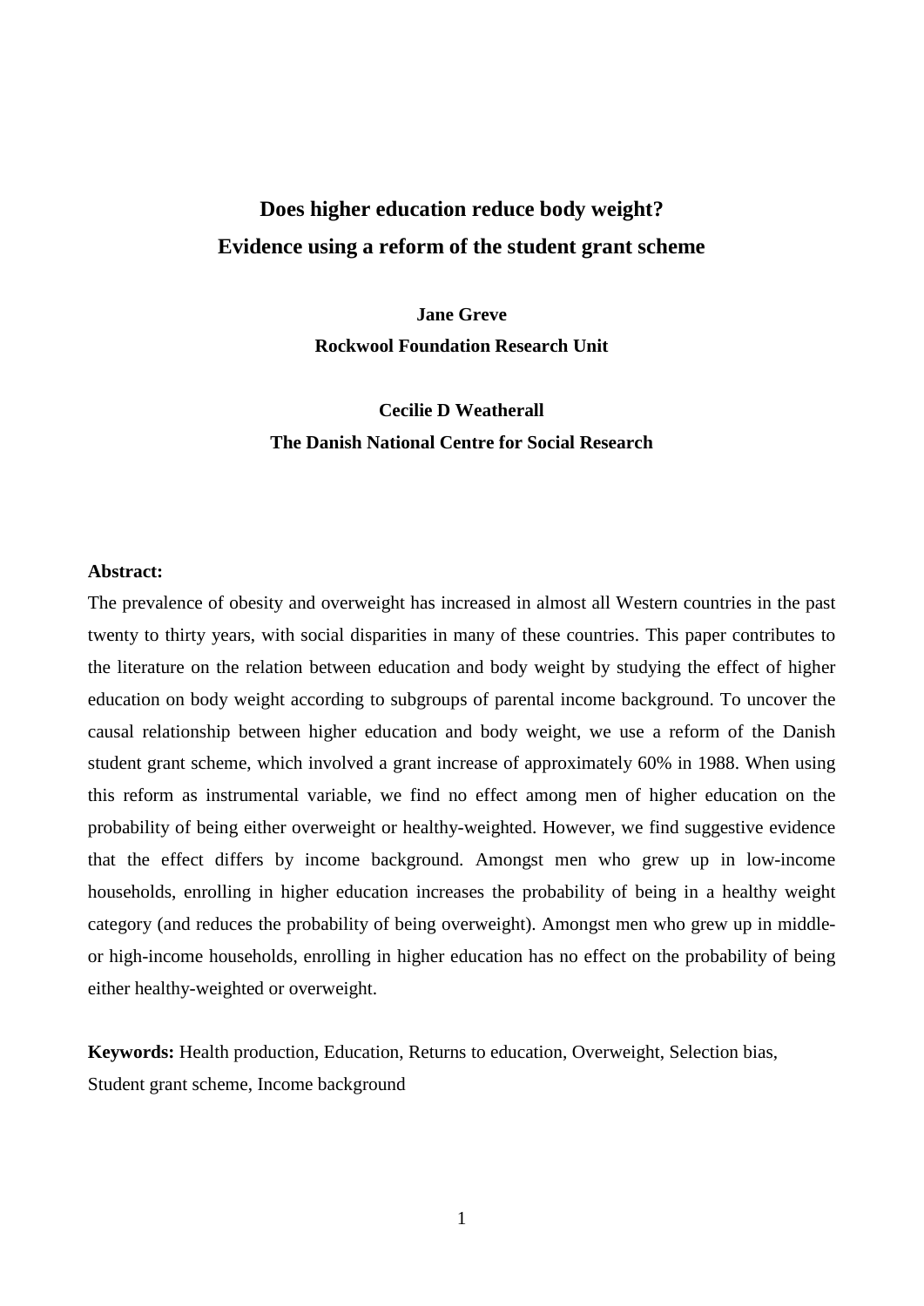# Does higher education reduce body weight?
# Evidence using a reform of the student grant scheme

**Jane Greve**
**Rockwool Foundation Research Unit**

**Cecilie D Weatherall**
**The Danish National Centre for Social Research**

**Abstract:**

The prevalence of obesity and overweight has increased in almost all Western countries in the past twenty to thirty years, with social disparities in many of these countries. This paper contributes to the literature on the relation between education and body weight by studying the effect of higher education on body weight according to subgroups of parental income background. To uncover the causal relationship between higher education and body weight, we use a reform of the Danish student grant scheme, which involved a grant increase of approximately 60% in 1988. When using this reform as instrumental variable, we find no effect among men of higher education on the probability of being either overweight or healthy-weighted. However, we find suggestive evidence that the effect differs by income background. Amongst men who grew up in low-income households, enrolling in higher education increases the probability of being in a healthy weight category (and reduces the probability of being overweight). Amongst men who grew up in middle- or high-income households, enrolling in higher education has no effect on the probability of being either healthy-weighted or overweight.

**Keywords:** Health production, Education, Returns to education, Overweight, Selection bias, Student grant scheme, Income background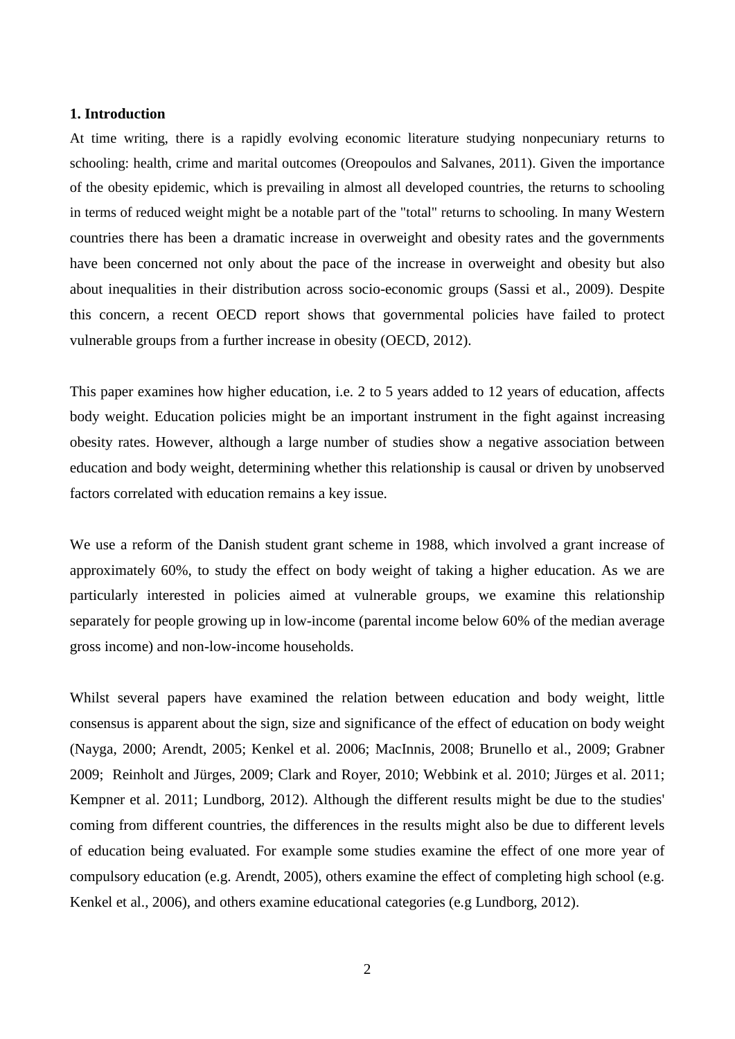## 1. Introduction

At time writing, there is a rapidly evolving economic literature studying nonpecuniary returns to schooling: health, crime and marital outcomes (Oreopoulos and Salvanes, 2011). Given the importance of the obesity epidemic, which is prevailing in almost all developed countries, the returns to schooling in terms of reduced weight might be a notable part of the "total" returns to schooling. In many Western countries there has been a dramatic increase in overweight and obesity rates and the governments have been concerned not only about the pace of the increase in overweight and obesity but also about inequalities in their distribution across socio-economic groups (Sassi et al., 2009). Despite this concern, a recent OECD report shows that governmental policies have failed to protect vulnerable groups from a further increase in obesity (OECD, 2012).

This paper examines how higher education, i.e. 2 to 5 years added to 12 years of education, affects body weight. Education policies might be an important instrument in the fight against increasing obesity rates. However, although a large number of studies show a negative association between education and body weight, determining whether this relationship is causal or driven by unobserved factors correlated with education remains a key issue.

We use a reform of the Danish student grant scheme in 1988, which involved a grant increase of approximately 60%, to study the effect on body weight of taking a higher education. As we are particularly interested in policies aimed at vulnerable groups, we examine this relationship separately for people growing up in low-income (parental income below 60% of the median average gross income) and non-low-income households.

Whilst several papers have examined the relation between education and body weight, little consensus is apparent about the sign, size and significance of the effect of education on body weight (Nayga, 2000; Arendt, 2005; Kenkel et al. 2006; MacInnis, 2008; Brunello et al., 2009; Grabner 2009; Reinholt and Jürges, 2009; Clark and Royer, 2010; Webbink et al. 2010; Jürges et al. 2011; Kempner et al. 2011; Lundborg, 2012). Although the different results might be due to the studies' coming from different countries, the differences in the results might also be due to different levels of education being evaluated. For example some studies examine the effect of one more year of compulsory education (e.g. Arendt, 2005), others examine the effect of completing high school (e.g. Kenkel et al., 2006), and others examine educational categories (e.g Lundborg, 2012).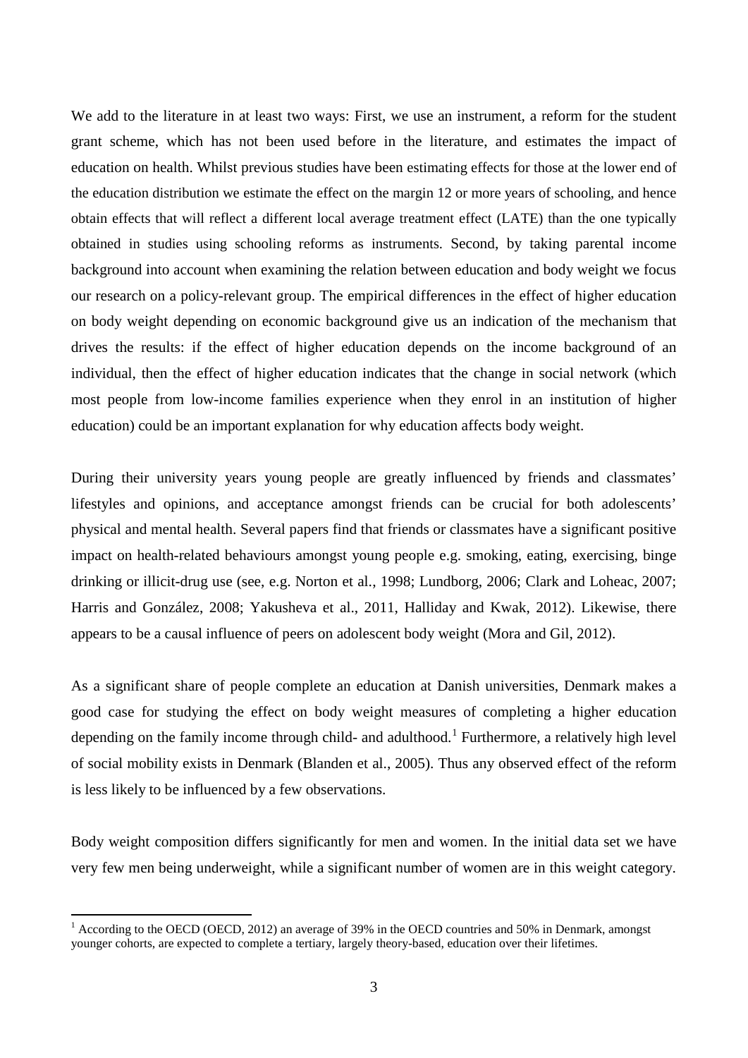We add to the literature in at least two ways: First, we use an instrument, a reform for the student grant scheme, which has not been used before in the literature, and estimates the impact of education on health. Whilst previous studies have been estimating effects for those at the lower end of the education distribution we estimate the effect on the margin 12 or more years of schooling, and hence obtain effects that will reflect a different local average treatment effect (LATE) than the one typically obtained in studies using schooling reforms as instruments. Second, by taking parental income background into account when examining the relation between education and body weight we focus our research on a policy-relevant group. The empirical differences in the effect of higher education on body weight depending on economic background give us an indication of the mechanism that drives the results: if the effect of higher education depends on the income background of an individual, then the effect of higher education indicates that the change in social network (which most people from low-income families experience when they enrol in an institution of higher education) could be an important explanation for why education affects body weight.

During their university years young people are greatly influenced by friends and classmates' lifestyles and opinions, and acceptance amongst friends can be crucial for both adolescents' physical and mental health. Several papers find that friends or classmates have a significant positive impact on health-related behaviours amongst young people e.g. smoking, eating, exercising, binge drinking or illicit-drug use (see, e.g. Norton et al., 1998; Lundborg, 2006; Clark and Loheac, 2007; Harris and González, 2008; Yakusheva et al., 2011, Halliday and Kwak, 2012). Likewise, there appears to be a causal influence of peers on adolescent body weight (Mora and Gil, 2012).

As a significant share of people complete an education at Danish universities, Denmark makes a good case for studying the effect on body weight measures of completing a higher education depending on the family income through child- and adulthood.[1] Furthermore, a relatively high level of social mobility exists in Denmark (Blanden et al., 2005). Thus any observed effect of the reform is less likely to be influenced by a few observations.

Body weight composition differs significantly for men and women. In the initial data set we have very few men being underweight, while a significant number of women are in this weight category.

[1] According to the OECD (OECD, 2012) an average of 39% in the OECD countries and 50% in Denmark, amongst younger cohorts, are expected to complete a tertiary, largely theory-based, education over their lifetimes.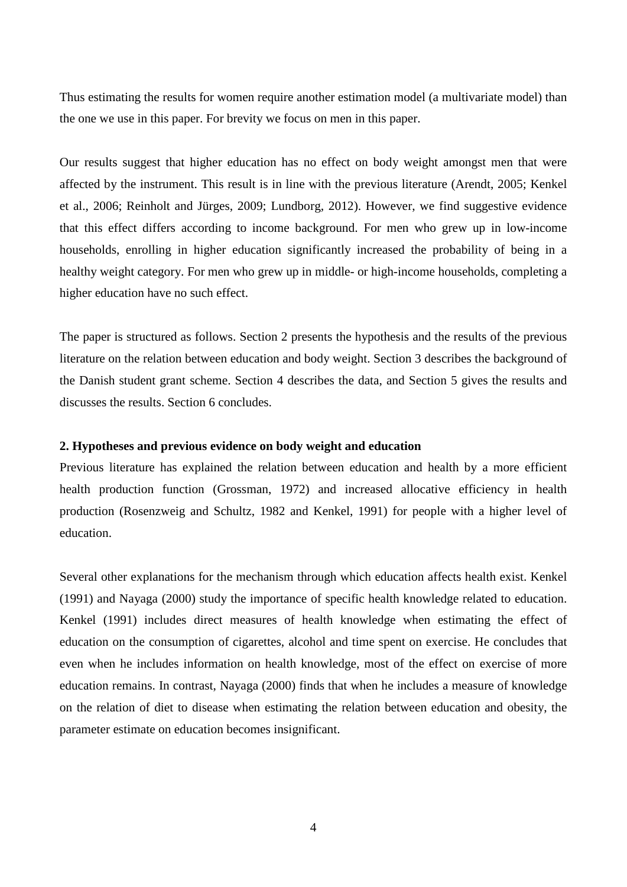Thus estimating the results for women require another estimation model (a multivariate model) than the one we use in this paper. For brevity we focus on men in this paper.

Our results suggest that higher education has no effect on body weight amongst men that were affected by the instrument. This result is in line with the previous literature (Arendt, 2005; Kenkel et al., 2006; Reinholt and Jürges, 2009; Lundborg, 2012). However, we find suggestive evidence that this effect differs according to income background. For men who grew up in low-income households, enrolling in higher education significantly increased the probability of being in a healthy weight category. For men who grew up in middle- or high-income households, completing a higher education have no such effect.

The paper is structured as follows. Section 2 presents the hypothesis and the results of the previous literature on the relation between education and body weight. Section 3 describes the background of the Danish student grant scheme. Section 4 describes the data, and Section 5 gives the results and discusses the results. Section 6 concludes.

## 2. Hypotheses and previous evidence on body weight and education

Previous literature has explained the relation between education and health by a more efficient health production function (Grossman, 1972) and increased allocative efficiency in health production (Rosenzweig and Schultz, 1982 and Kenkel, 1991) for people with a higher level of education.

Several other explanations for the mechanism through which education affects health exist. Kenkel (1991) and Nayaga (2000) study the importance of specific health knowledge related to education. Kenkel (1991) includes direct measures of health knowledge when estimating the effect of education on the consumption of cigarettes, alcohol and time spent on exercise. He concludes that even when he includes information on health knowledge, most of the effect on exercise of more education remains. In contrast, Nayaga (2000) finds that when he includes a measure of knowledge on the relation of diet to disease when estimating the relation between education and obesity, the parameter estimate on education becomes insignificant.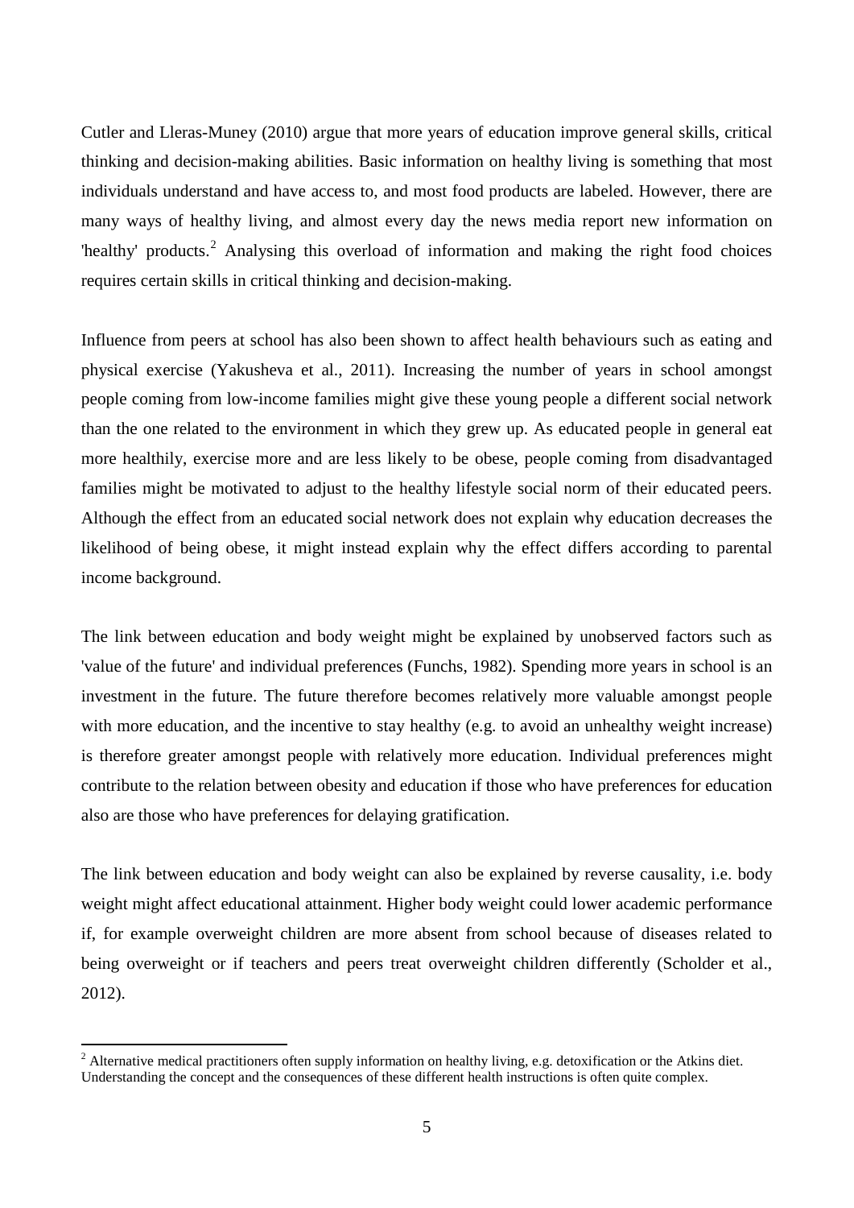Cutler and Lleras-Muney (2010) argue that more years of education improve general skills, critical thinking and decision-making abilities. Basic information on healthy living is something that most individuals understand and have access to, and most food products are labeled. However, there are many ways of healthy living, and almost every day the news media report new information on 'healthy' products.[2] Analysing this overload of information and making the right food choices requires certain skills in critical thinking and decision-making.

Influence from peers at school has also been shown to affect health behaviours such as eating and physical exercise (Yakusheva et al., 2011). Increasing the number of years in school amongst people coming from low-income families might give these young people a different social network than the one related to the environment in which they grew up. As educated people in general eat more healthily, exercise more and are less likely to be obese, people coming from disadvantaged families might be motivated to adjust to the healthy lifestyle social norm of their educated peers. Although the effect from an educated social network does not explain why education decreases the likelihood of being obese, it might instead explain why the effect differs according to parental income background.

The link between education and body weight might be explained by unobserved factors such as 'value of the future' and individual preferences (Funchs, 1982). Spending more years in school is an investment in the future. The future therefore becomes relatively more valuable amongst people with more education, and the incentive to stay healthy (e.g. to avoid an unhealthy weight increase) is therefore greater amongst people with relatively more education. Individual preferences might contribute to the relation between obesity and education if those who have preferences for education also are those who have preferences for delaying gratification.

The link between education and body weight can also be explained by reverse causality, i.e. body weight might affect educational attainment. Higher body weight could lower academic performance if, for example overweight children are more absent from school because of diseases related to being overweight or if teachers and peers treat overweight children differently (Scholder et al., 2012).

[2] Alternative medical practitioners often supply information on healthy living, e.g. detoxification or the Atkins diet. Understanding the concept and the consequences of these different health instructions is often quite complex.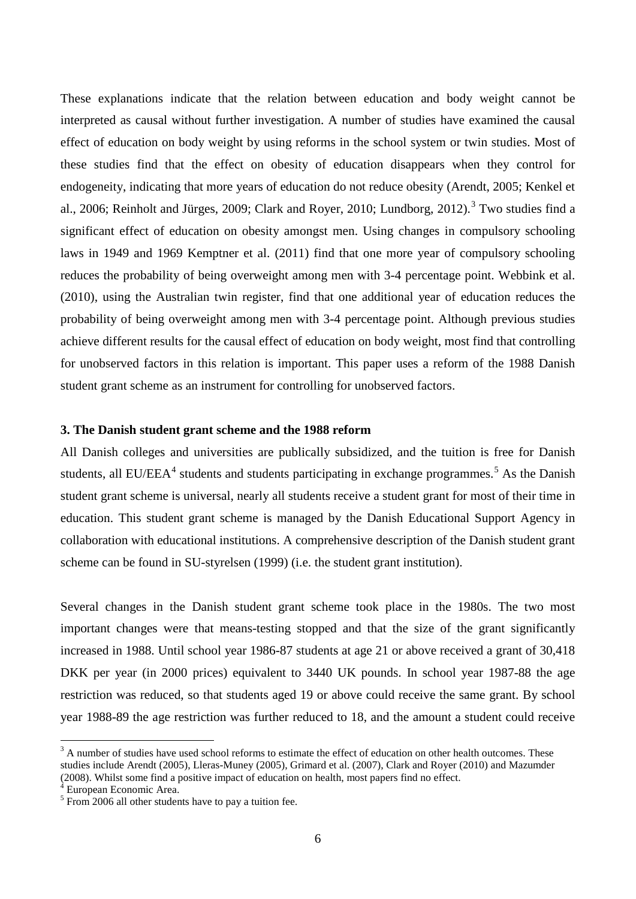These explanations indicate that the relation between education and body weight cannot be interpreted as causal without further investigation. A number of studies have examined the causal effect of education on body weight by using reforms in the school system or twin studies. Most of these studies find that the effect on obesity of education disappears when they control for endogeneity, indicating that more years of education do not reduce obesity (Arendt, 2005; Kenkel et al., 2006; Reinholt and Jürges, 2009; Clark and Royer, 2010; Lundborg, 2012).[3] Two studies find a significant effect of education on obesity amongst men. Using changes in compulsory schooling laws in 1949 and 1969 Kemptner et al. (2011) find that one more year of compulsory schooling reduces the probability of being overweight among men with 3-4 percentage point. Webbink et al. (2010), using the Australian twin register, find that one additional year of education reduces the probability of being overweight among men with 3-4 percentage point. Although previous studies achieve different results for the causal effect of education on body weight, most find that controlling for unobserved factors in this relation is important. This paper uses a reform of the 1988 Danish student grant scheme as an instrument for controlling for unobserved factors.

### 3. The Danish student grant scheme and the 1988 reform

All Danish colleges and universities are publically subsidized, and the tuition is free for Danish students, all EU/EEA[4] students and students participating in exchange programmes.[5] As the Danish student grant scheme is universal, nearly all students receive a student grant for most of their time in education. This student grant scheme is managed by the Danish Educational Support Agency in collaboration with educational institutions. A comprehensive description of the Danish student grant scheme can be found in SU-styrelsen (1999) (i.e. the student grant institution).

Several changes in the Danish student grant scheme took place in the 1980s. The two most important changes were that means-testing stopped and that the size of the grant significantly increased in 1988. Until school year 1986-87 students at age 21 or above received a grant of 30,418 DKK per year (in 2000 prices) equivalent to 3440 UK pounds. In school year 1987-88 the age restriction was reduced, so that students aged 19 or above could receive the same grant. By school year 1988-89 the age restriction was further reduced to 18, and the amount a student could receive

---

[3] A number of studies have used school reforms to estimate the effect of education on other health outcomes. These studies include Arendt (2005), Lleras-Muney (2005), Grimard et al. (2007), Clark and Royer (2010) and Mazumder (2008). Whilst some find a positive impact of education on health, most papers find no effect.

[4] European Economic Area.

[5] From 2006 all other students have to pay a tuition fee.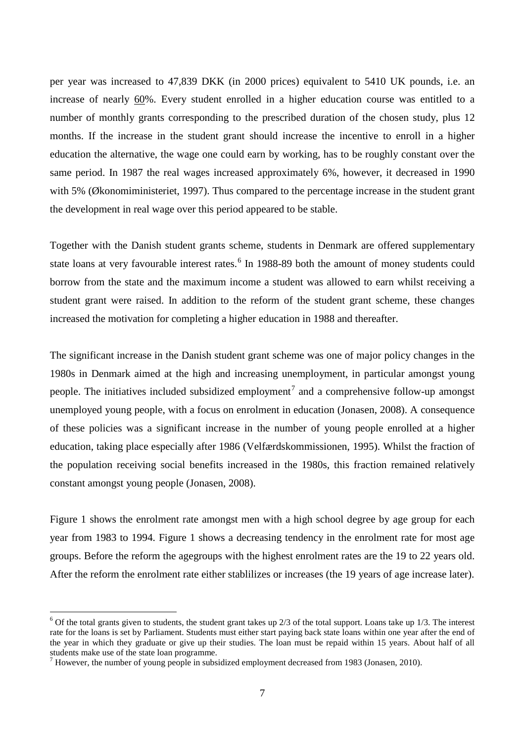per year was increased to 47,839 DKK (in 2000 prices) equivalent to 5410 UK pounds, i.e. an increase of nearly 60%. Every student enrolled in a higher education course was entitled to a number of monthly grants corresponding to the prescribed duration of the chosen study, plus 12 months. If the increase in the student grant should increase the incentive to enroll in a higher education the alternative, the wage one could earn by working, has to be roughly constant over the same period. In 1987 the real wages increased approximately 6%, however, it decreased in 1990 with 5% (Økonomiministeriet, 1997). Thus compared to the percentage increase in the student grant the development in real wage over this period appeared to be stable.

Together with the Danish student grants scheme, students in Denmark are offered supplementary state loans at very favourable interest rates.[6] In 1988-89 both the amount of money students could borrow from the state and the maximum income a student was allowed to earn whilst receiving a student grant were raised. In addition to the reform of the student grant scheme, these changes increased the motivation for completing a higher education in 1988 and thereafter.

The significant increase in the Danish student grant scheme was one of major policy changes in the 1980s in Denmark aimed at the high and increasing unemployment, in particular amongst young people. The initiatives included subsidized employment[7] and a comprehensive follow-up amongst unemployed young people, with a focus on enrolment in education (Jonasen, 2008). A consequence of these policies was a significant increase in the number of young people enrolled at a higher education, taking place especially after 1986 (Velfærdskommissionen, 1995). Whilst the fraction of the population receiving social benefits increased in the 1980s, this fraction remained relatively constant amongst young people (Jonasen, 2008).

Figure 1 shows the enrolment rate amongst men with a high school degree by age group for each year from 1983 to 1994. Figure 1 shows a decreasing tendency in the enrolment rate for most age groups. Before the reform the agegroups with the highest enrolment rates are the 19 to 22 years old. After the reform the enrolment rate either stablilizes or increases (the 19 years of age increase later).

---

[6] Of the total grants given to students, the student grant takes up 2/3 of the total support. Loans take up 1/3. The interest rate for the loans is set by Parliament. Students must either start paying back state loans within one year after the end of the year in which they graduate or give up their studies. The loan must be repaid within 15 years. About half of all students make use of the state loan programme.

[7] However, the number of young people in subsidized employment decreased from 1983 (Jonasen, 2010).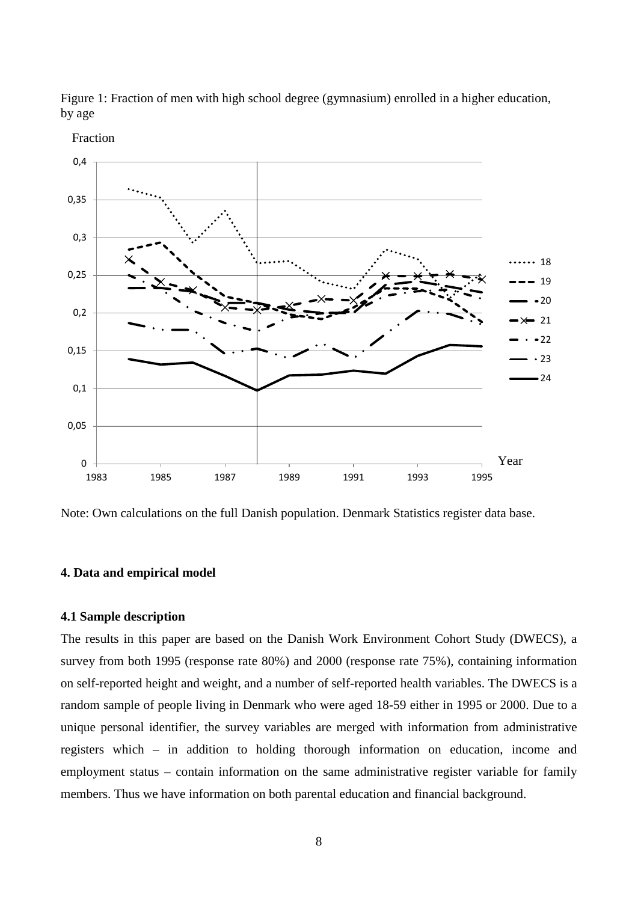Figure 1: Fraction of men with high school degree (gymnasium) enrolled in a higher education, by age

Note: Own calculations on the full Danish population. Denmark Statistics register data base.

## 4. Data and empirical model

### 4.1 Sample description

The results in this paper are based on the Danish Work Environment Cohort Study (DWECS), a survey from both 1995 (response rate 80%) and 2000 (response rate 75%), containing information on self-reported height and weight, and a number of self-reported health variables. The DWECS is a random sample of people living in Denmark who were aged 18-59 either in 1995 or 2000. Due to a unique personal identifier, the survey variables are merged with information from administrative registers which – in addition to holding thorough information on education, income and employment status – contain information on the same administrative register variable for family members. Thus we have information on both parental education and financial background.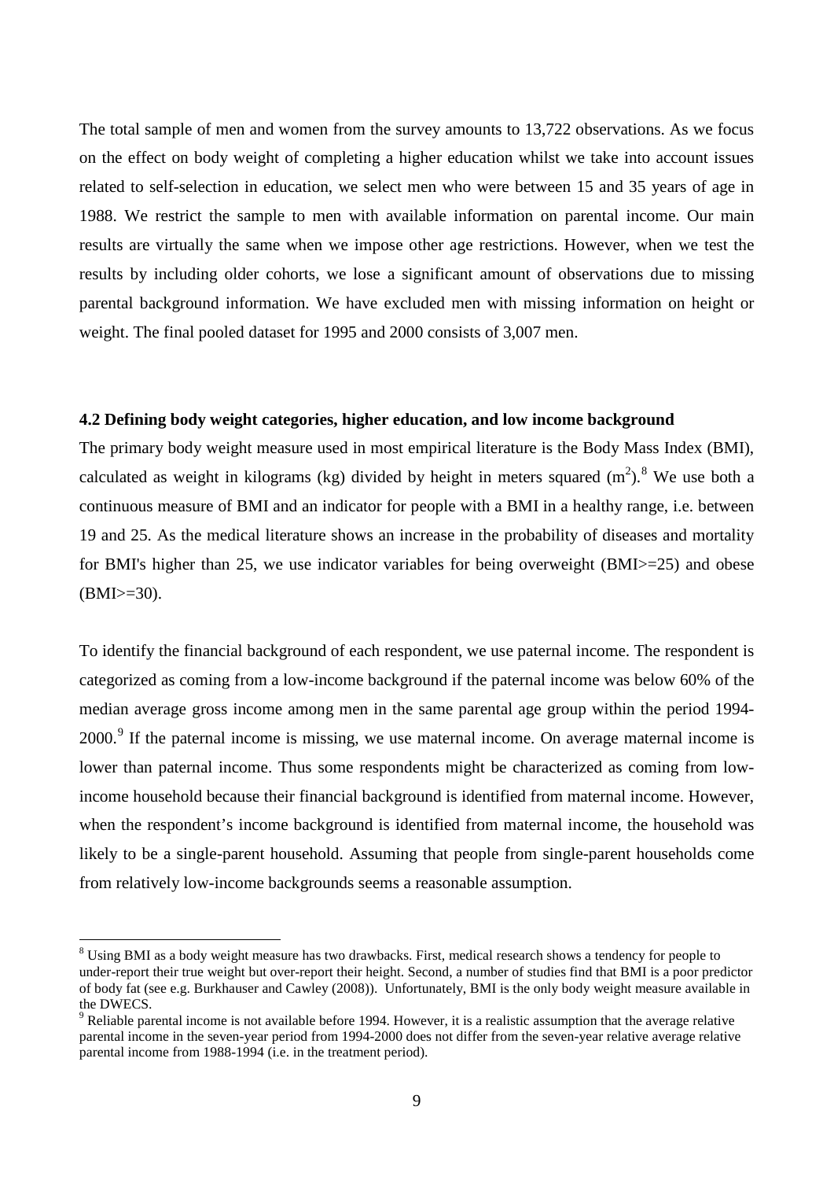The total sample of men and women from the survey amounts to 13,722 observations. As we focus on the effect on body weight of completing a higher education whilst we take into account issues related to self-selection in education, we select men who were between 15 and 35 years of age in 1988. We restrict the sample to men with available information on parental income. Our main results are virtually the same when we impose other age restrictions. However, when we test the results by including older cohorts, we lose a significant amount of observations due to missing parental background information. We have excluded men with missing information on height or weight. The final pooled dataset for 1995 and 2000 consists of 3,007 men.

### 4.2 Defining body weight categories, higher education, and low income background

The primary body weight measure used in most empirical literature is the Body Mass Index (BMI), calculated as weight in kilograms (kg) divided by height in meters squared ($m^2$).[8] We use both a continuous measure of BMI and an indicator for people with a BMI in a healthy range, i.e. between 19 and 25. As the medical literature shows an increase in the probability of diseases and mortality for BMI's higher than 25, we use indicator variables for being overweight (BMI>=25) and obese (BMI>=30).

To identify the financial background of each respondent, we use paternal income. The respondent is categorized as coming from a low-income background if the paternal income was below 60% of the median average gross income among men in the same parental age group within the period 1994-2000.[9] If the paternal income is missing, we use maternal income. On average maternal income is lower than paternal income. Thus some respondents might be characterized as coming from low-income household because their financial background is identified from maternal income. However, when the respondent's income background is identified from maternal income, the household was likely to be a single-parent household. Assuming that people from single-parent households come from relatively low-income backgrounds seems a reasonable assumption.

[8] Using BMI as a body weight measure has two drawbacks. First, medical research shows a tendency for people to under-report their true weight but over-report their height. Second, a number of studies find that BMI is a poor predictor of body fat (see e.g. Burkhauser and Cawley (2008)). Unfortunately, BMI is the only body weight measure available in the DWECS.

[9] Reliable parental income is not available before 1994. However, it is a realistic assumption that the average relative parental income in the seven-year period from 1994-2000 does not differ from the seven-year relative average relative parental income from 1988-1994 (i.e. in the treatment period).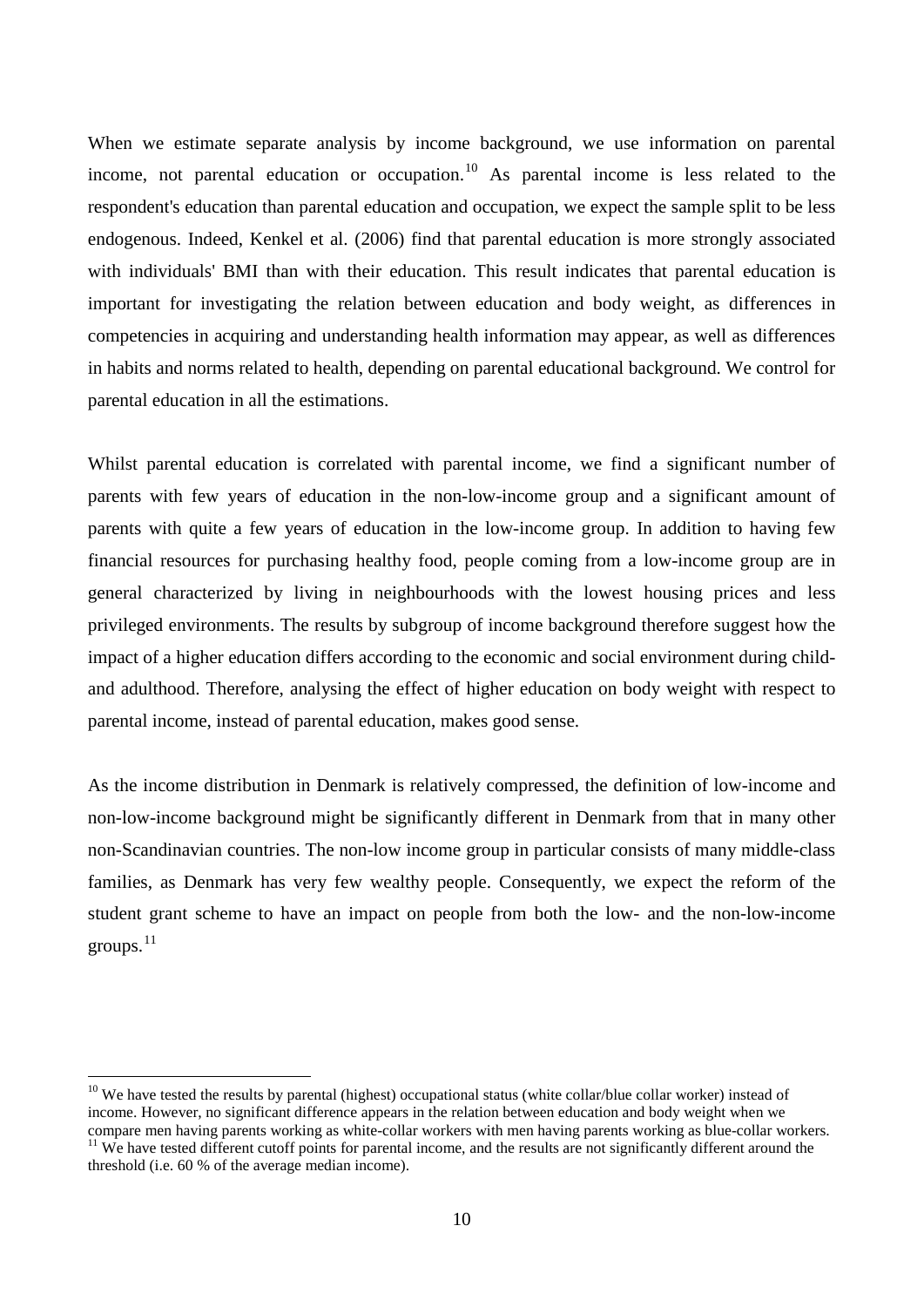When we estimate separate analysis by income background, we use information on parental income, not parental education or occupation.[10] As parental income is less related to the respondent's education than parental education and occupation, we expect the sample split to be less endogenous. Indeed, Kenkel et al. (2006) find that parental education is more strongly associated with individuals' BMI than with their education. This result indicates that parental education is important for investigating the relation between education and body weight, as differences in competencies in acquiring and understanding health information may appear, as well as differences in habits and norms related to health, depending on parental educational background. We control for parental education in all the estimations.

Whilst parental education is correlated with parental income, we find a significant number of parents with few years of education in the non-low-income group and a significant amount of parents with quite a few years of education in the low-income group. In addition to having few financial resources for purchasing healthy food, people coming from a low-income group are in general characterized by living in neighbourhoods with the lowest housing prices and less privileged environments. The results by subgroup of income background therefore suggest how the impact of a higher education differs according to the economic and social environment during child- and adulthood. Therefore, analysing the effect of higher education on body weight with respect to parental income, instead of parental education, makes good sense.

As the income distribution in Denmark is relatively compressed, the definition of low-income and non-low-income background might be significantly different in Denmark from that in many other non-Scandinavian countries. The non-low income group in particular consists of many middle-class families, as Denmark has very few wealthy people. Consequently, we expect the reform of the student grant scheme to have an impact on people from both the low- and the non-low-income groups.[11]

---

[10] We have tested the results by parental (highest) occupational status (white collar/blue collar worker) instead of income. However, no significant difference appears in the relation between education and body weight when we compare men having parents working as white-collar workers with men having parents working as blue-collar workers.

[11] We have tested different cutoff points for parental income, and the results are not significantly different around the threshold (i.e. 60 % of the average median income).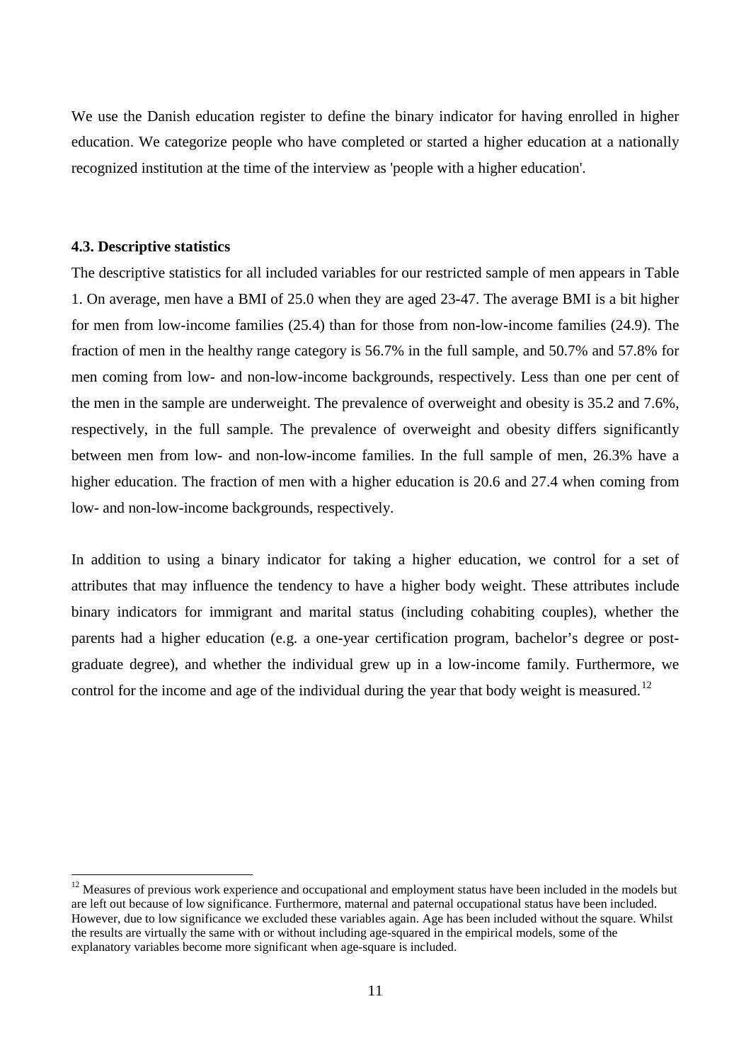We use the Danish education register to define the binary indicator for having enrolled in higher education. We categorize people who have completed or started a higher education at a nationally recognized institution at the time of the interview as 'people with a higher education'.

### 4.3. Descriptive statistics

The descriptive statistics for all included variables for our restricted sample of men appears in Table 1. On average, men have a BMI of 25.0 when they are aged 23-47. The average BMI is a bit higher for men from low-income families (25.4) than for those from non-low-income families (24.9). The fraction of men in the healthy range category is 56.7% in the full sample, and 50.7% and 57.8% for men coming from low- and non-low-income backgrounds, respectively. Less than one per cent of the men in the sample are underweight. The prevalence of overweight and obesity is 35.2 and 7.6%, respectively, in the full sample. The prevalence of overweight and obesity differs significantly between men from low- and non-low-income families. In the full sample of men, 26.3% have a higher education. The fraction of men with a higher education is 20.6 and 27.4 when coming from low- and non-low-income backgrounds, respectively.

In addition to using a binary indicator for taking a higher education, we control for a set of attributes that may influence the tendency to have a higher body weight. These attributes include binary indicators for immigrant and marital status (including cohabiting couples), whether the parents had a higher education (e.g. a one-year certification program, bachelor's degree or post-graduate degree), and whether the individual grew up in a low-income family. Furthermore, we control for the income and age of the individual during the year that body weight is measured.[12]

[12] Measures of previous work experience and occupational and employment status have been included in the models but are left out because of low significance. Furthermore, maternal and paternal occupational status have been included. However, due to low significance we excluded these variables again. Age has been included without the square. Whilst the results are virtually the same with or without including age-squared in the empirical models, some of the explanatory variables become more significant when age-square is included.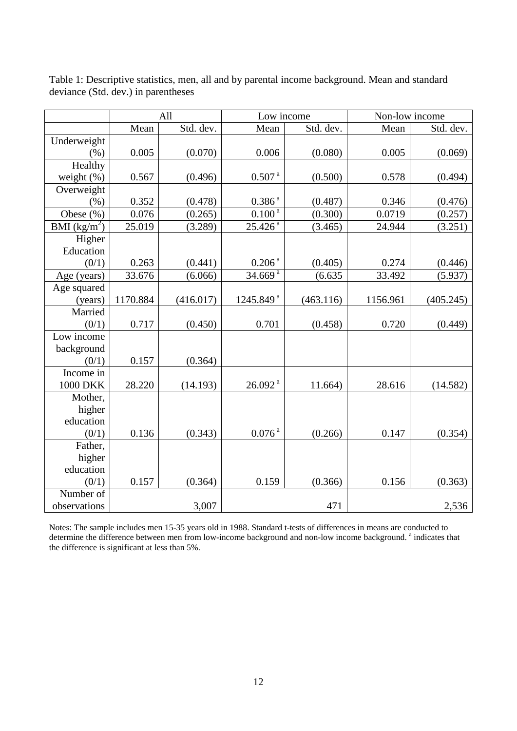Table 1: Descriptive statistics, men, all and by parental income background. Mean and standard deviance (Std. dev.) in parentheses

| | All | | Low income | | Non-low income | |
|---|---|---|---|---|---|---|
| | Mean | Std. dev. | Mean | Std. dev. | Mean | Std. dev. |
| Underweight (%) | 0.005 | (0.070) | 0.006 | (0.080) | 0.005 | (0.069) |
| Healthy weight (%) | 0.567 | (0.496) | 0.507 [a] | (0.500) | 0.578 | (0.494) |
| Overweight (%) | 0.352 | (0.478) | 0.386 [a] | (0.487) | 0.346 | (0.476) |
| Obese (%) | 0.076 | (0.265) | 0.100 [a] | (0.300) | 0.0719 | (0.257) |
| BMI ($kg/m^2$) | 25.019 | (3.289) | 25.426 [a] | (3.465) | 24.944 | (3.251) |
| Higher Education (0/1) | 0.263 | (0.441) | 0.206 [a] | (0.405) | 0.274 | (0.446) |
| Age (years) | 33.676 | (6.066) | 34.669 [a] | (6.635 | 33.492 | (5.937) |
| Age squared (years) | 1170.884 | (416.017) | 1245.849 [a] | (463.116) | 1156.961 | (405.245) |
| Married (0/1) | 0.717 | (0.450) | 0.701 | (0.458) | 0.720 | (0.449) |
| Low income background (0/1) | 0.157 | (0.364) | | | | |
| Income in 1000 DKK | 28.220 | (14.193) | 26.092 [a] | 11.664) | 28.616 | (14.582) |
| Mother, higher education (0/1) | 0.136 | (0.343) | 0.076 [a] | (0.266) | 0.147 | (0.354) |
| Father, higher education (0/1) | 0.157 | (0.364) | 0.159 | (0.366) | 0.156 | (0.363) |
| Number of observations | | 3,007 | | 471 | | 2,536 |

Notes: The sample includes men 15-35 years old in 1988. Standard t-tests of differences in means are conducted to determine the difference between men from low-income background and non-low income background. [a] indicates that the difference is significant at less than 5%.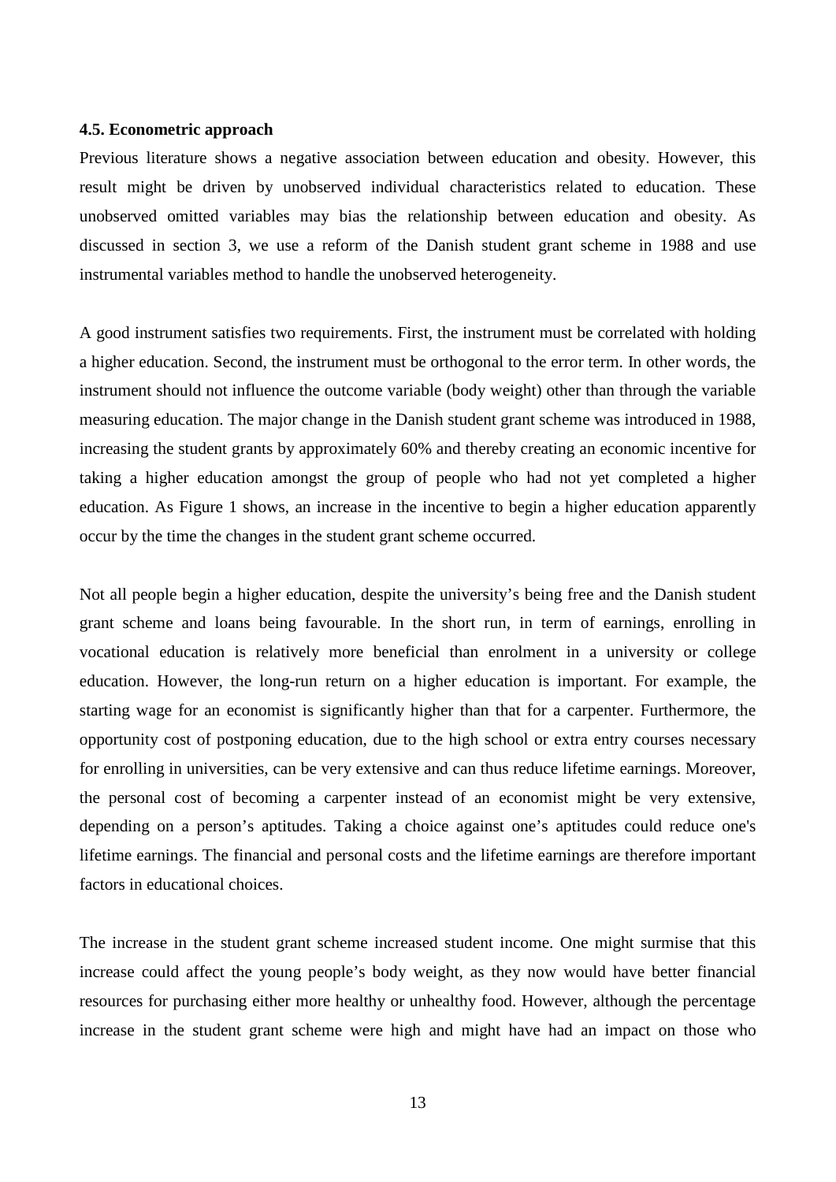**4.5. Econometric approach**

Previous literature shows a negative association between education and obesity. However, this result might be driven by unobserved individual characteristics related to education. These unobserved omitted variables may bias the relationship between education and obesity. As discussed in section 3, we use a reform of the Danish student grant scheme in 1988 and use instrumental variables method to handle the unobserved heterogeneity.

A good instrument satisfies two requirements. First, the instrument must be correlated with holding a higher education. Second, the instrument must be orthogonal to the error term. In other words, the instrument should not influence the outcome variable (body weight) other than through the variable measuring education. The major change in the Danish student grant scheme was introduced in 1988, increasing the student grants by approximately 60% and thereby creating an economic incentive for taking a higher education amongst the group of people who had not yet completed a higher education. As Figure 1 shows, an increase in the incentive to begin a higher education apparently occur by the time the changes in the student grant scheme occurred.

Not all people begin a higher education, despite the university's being free and the Danish student grant scheme and loans being favourable. In the short run, in term of earnings, enrolling in vocational education is relatively more beneficial than enrolment in a university or college education. However, the long-run return on a higher education is important. For example, the starting wage for an economist is significantly higher than that for a carpenter. Furthermore, the opportunity cost of postponing education, due to the high school or extra entry courses necessary for enrolling in universities, can be very extensive and can thus reduce lifetime earnings. Moreover, the personal cost of becoming a carpenter instead of an economist might be very extensive, depending on a person's aptitudes. Taking a choice against one's aptitudes could reduce one's lifetime earnings. The financial and personal costs and the lifetime earnings are therefore important factors in educational choices.

The increase in the student grant scheme increased student income. One might surmise that this increase could affect the young people's body weight, as they now would have better financial resources for purchasing either more healthy or unhealthy food. However, although the percentage increase in the student grant scheme were high and might have had an impact on those who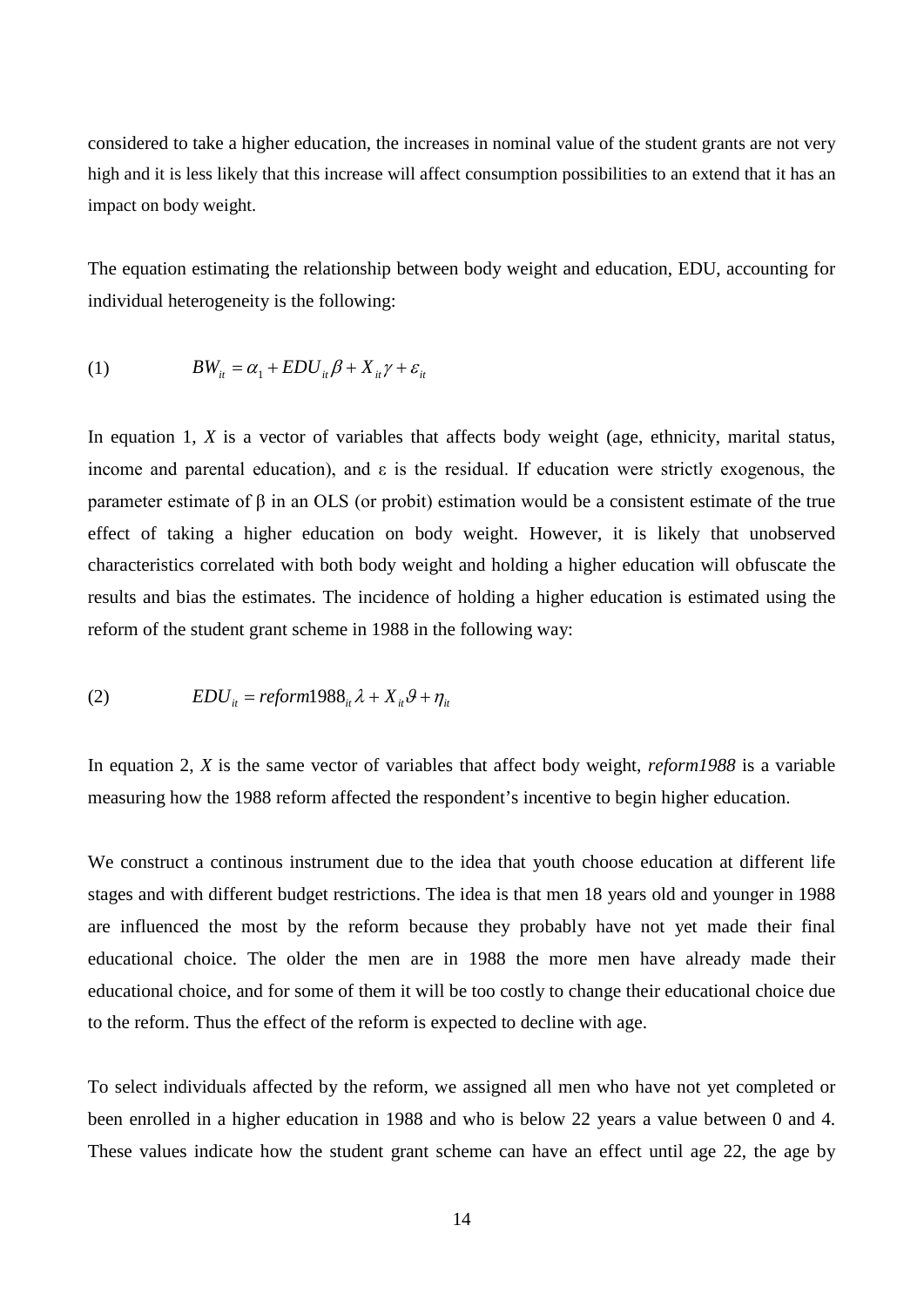considered to take a higher education, the increases in nominal value of the student grants are not very high and it is less likely that this increase will affect consumption possibilities to an extend that it has an impact on body weight.

The equation estimating the relationship between body weight and education, EDU, accounting for individual heterogeneity is the following:

$$(1) \qquad BW_{it} = \alpha_1 + EDU_{it}\beta + X_{it}\gamma + \varepsilon_{it}$$

In equation 1, $X$ is a vector of variables that affects body weight (age, ethnicity, marital status, income and parental education), and $\varepsilon$ is the residual. If education were strictly exogenous, the parameter estimate of $\beta$ in an OLS (or probit) estimation would be a consistent estimate of the true effect of taking a higher education on body weight. However, it is likely that unobserved characteristics correlated with both body weight and holding a higher education will obfuscate the results and bias the estimates. The incidence of holding a higher education is estimated using the reform of the student grant scheme in 1988 in the following way:

$$(2) \qquad EDU_{it} = reform1988_{it}\lambda + X_{it}\vartheta + \eta_{it}$$

In equation 2, $X$ is the same vector of variables that affect body weight, *reform1988* is a variable measuring how the 1988 reform affected the respondent's incentive to begin higher education.

We construct a continous instrument due to the idea that youth choose education at different life stages and with different budget restrictions. The idea is that men 18 years old and younger in 1988 are influenced the most by the reform because they probably have not yet made their final educational choice. The older the men are in 1988 the more men have already made their educational choice, and for some of them it will be too costly to change their educational choice due to the reform. Thus the effect of the reform is expected to decline with age.

To select individuals affected by the reform, we assigned all men who have not yet completed or been enrolled in a higher education in 1988 and who is below 22 years a value between 0 and 4. These values indicate how the student grant scheme can have an effect until age 22, the age by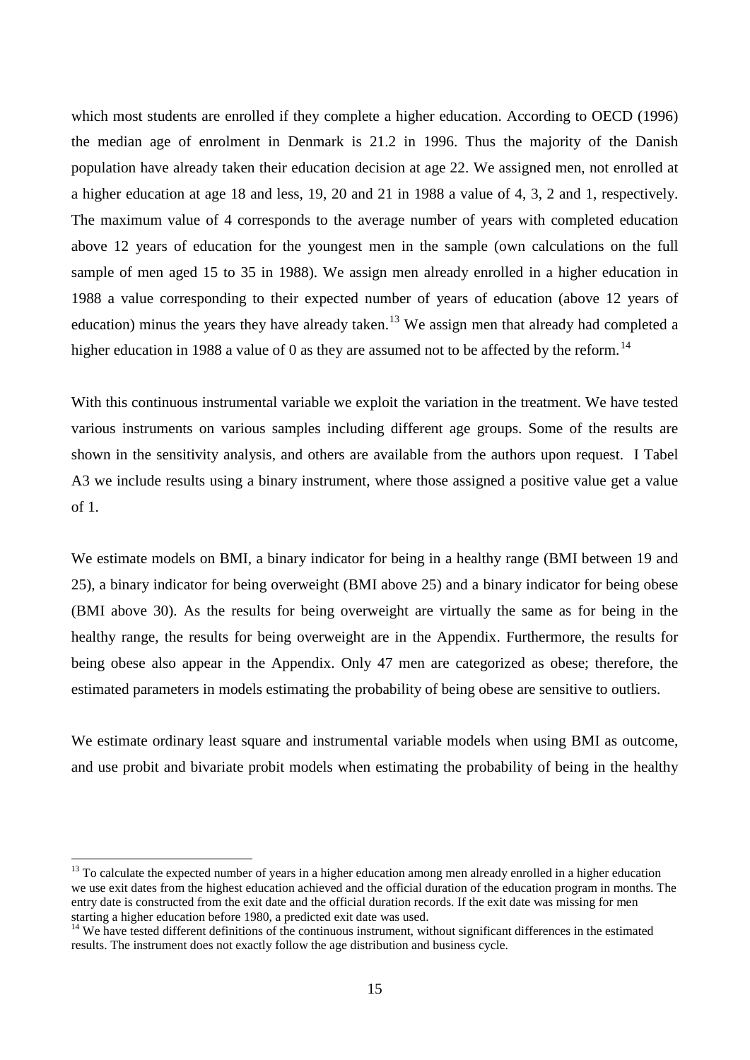which most students are enrolled if they complete a higher education. According to OECD (1996) the median age of enrolment in Denmark is 21.2 in 1996. Thus the majority of the Danish population have already taken their education decision at age 22. We assigned men, not enrolled at a higher education at age 18 and less, 19, 20 and 21 in 1988 a value of 4, 3, 2 and 1, respectively. The maximum value of 4 corresponds to the average number of years with completed education above 12 years of education for the youngest men in the sample (own calculations on the full sample of men aged 15 to 35 in 1988). We assign men already enrolled in a higher education in 1988 a value corresponding to their expected number of years of education (above 12 years of education) minus the years they have already taken.[13] We assign men that already had completed a higher education in 1988 a value of 0 as they are assumed not to be affected by the reform.[14]

With this continuous instrumental variable we exploit the variation in the treatment. We have tested various instruments on various samples including different age groups. Some of the results are shown in the sensitivity analysis, and others are available from the authors upon request. I Tabel A3 we include results using a binary instrument, where those assigned a positive value get a value of 1.

We estimate models on BMI, a binary indicator for being in a healthy range (BMI between 19 and 25), a binary indicator for being overweight (BMI above 25) and a binary indicator for being obese (BMI above 30). As the results for being overweight are virtually the same as for being in the healthy range, the results for being overweight are in the Appendix. Furthermore, the results for being obese also appear in the Appendix. Only 47 men are categorized as obese; therefore, the estimated parameters in models estimating the probability of being obese are sensitive to outliers.

We estimate ordinary least square and instrumental variable models when using BMI as outcome, and use probit and bivariate probit models when estimating the probability of being in the healthy

---

[13] To calculate the expected number of years in a higher education among men already enrolled in a higher education we use exit dates from the highest education achieved and the official duration of the education program in months. The entry date is constructed from the exit date and the official duration records. If the exit date was missing for men starting a higher education before 1980, a predicted exit date was used.

[14] We have tested different definitions of the continuous instrument, without significant differences in the estimated results. The instrument does not exactly follow the age distribution and business cycle.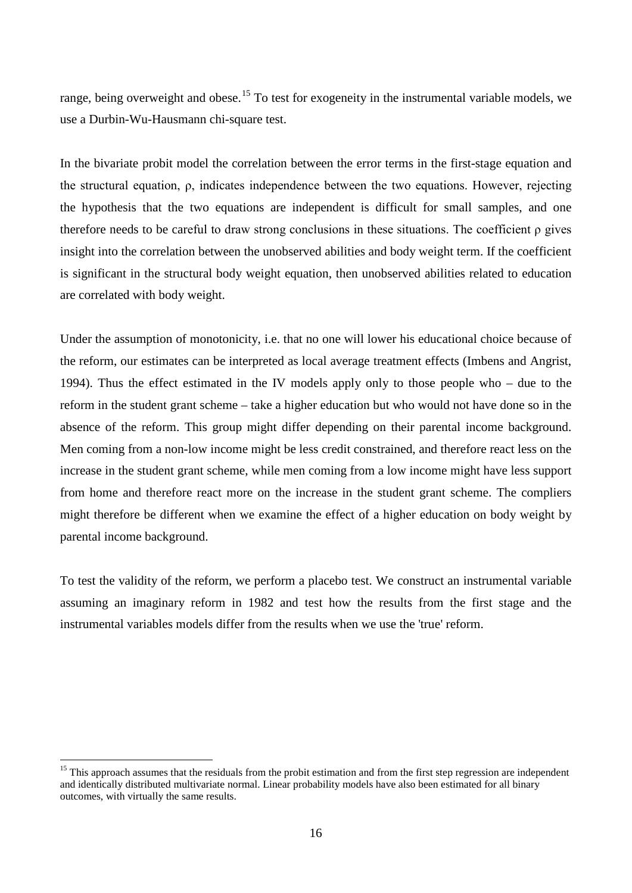range, being overweight and obese.[15] To test for exogeneity in the instrumental variable models, we use a Durbin-Wu-Hausmann chi-square test.

In the bivariate probit model the correlation between the error terms in the first-stage equation and the structural equation, $\rho$, indicates independence between the two equations. However, rejecting the hypothesis that the two equations are independent is difficult for small samples, and one therefore needs to be careful to draw strong conclusions in these situations. The coefficient $\rho$ gives insight into the correlation between the unobserved abilities and body weight term. If the coefficient is significant in the structural body weight equation, then unobserved abilities related to education are correlated with body weight.

Under the assumption of monotonicity, i.e. that no one will lower his educational choice because of the reform, our estimates can be interpreted as local average treatment effects (Imbens and Angrist, 1994). Thus the effect estimated in the IV models apply only to those people who – due to the reform in the student grant scheme – take a higher education but who would not have done so in the absence of the reform. This group might differ depending on their parental income background. Men coming from a non-low income might be less credit constrained, and therefore react less on the increase in the student grant scheme, while men coming from a low income might have less support from home and therefore react more on the increase in the student grant scheme. The compliers might therefore be different when we examine the effect of a higher education on body weight by parental income background.

To test the validity of the reform, we perform a placebo test. We construct an instrumental variable assuming an imaginary reform in 1982 and test how the results from the first stage and the instrumental variables models differ from the results when we use the 'true' reform.

[15] This approach assumes that the residuals from the probit estimation and from the first step regression are independent and identically distributed multivariate normal. Linear probability models have also been estimated for all binary outcomes, with virtually the same results.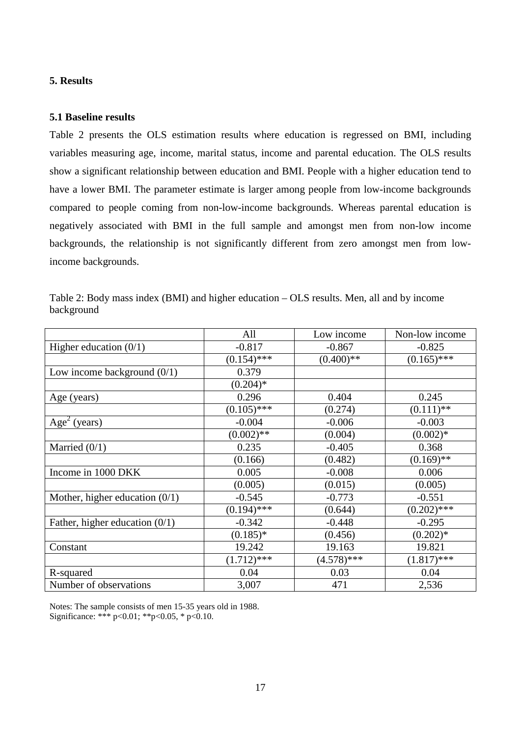## 5. Results

### 5.1 Baseline results

Table 2 presents the OLS estimation results where education is regressed on BMI, including variables measuring age, income, marital status, income and parental education. The OLS results show a significant relationship between education and BMI. People with a higher education tend to have a lower BMI. The parameter estimate is larger among people from low-income backgrounds compared to people coming from non-low-income backgrounds. Whereas parental education is negatively associated with BMI in the full sample and amongst men from non-low income backgrounds, the relationship is not significantly different from zero amongst men from low-income backgrounds.

Table 2: Body mass index (BMI) and higher education – OLS results. Men, all and by income background

| | All | Low income | Non-low income |
|---|---|---|---|
| Higher education (0/1) | -0.817 | -0.867 | -0.825 |
| | (0.154)*** | (0.400)** | (0.165)*** |
| Low income background (0/1) | 0.379 | | |
| | (0.204)* | | |
| Age (years) | 0.296 | 0.404 | 0.245 |
| | (0.105)*** | (0.274) | (0.111)** |
| $Age^2$ (years) | -0.004 | -0.006 | -0.003 |
| | (0.002)** | (0.004) | (0.002)* |
| Married (0/1) | 0.235 | -0.405 | 0.368 |
| | (0.166) | (0.482) | (0.169)** |
| Income in 1000 DKK | 0.005 | -0.008 | 0.006 |
| | (0.005) | (0.015) | (0.005) |
| Mother, higher education (0/1) | -0.545 | -0.773 | -0.551 |
| | (0.194)*** | (0.644) | (0.202)*** |
| Father, higher education (0/1) | -0.342 | -0.448 | -0.295 |
| | (0.185)* | (0.456) | (0.202)* |
| Constant | 19.242 | 19.163 | 19.821 |
| | (1.712)*** | (4.578)*** | (1.817)*** |
| R-squared | 0.04 | 0.03 | 0.04 |
| Number of observations | 3,007 | 471 | 2,536 |

Notes: The sample consists of men 15-35 years old in 1988.
Significance: *** p<0.01; **p<0.05, * p<0.10.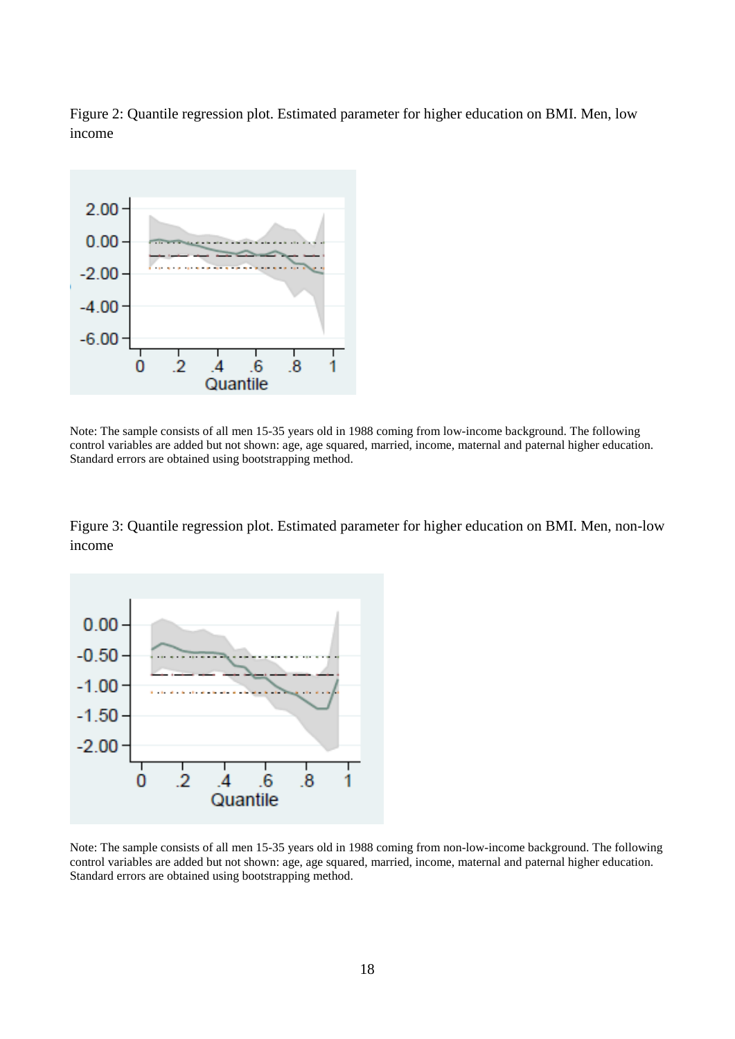Figure 2: Quantile regression plot. Estimated parameter for higher education on BMI. Men, low income

Note: The sample consists of all men 15-35 years old in 1988 coming from low-income background. The following control variables are added but not shown: age, age squared, married, income, maternal and paternal higher education. Standard errors are obtained using bootstrapping method.

Figure 3: Quantile regression plot. Estimated parameter for higher education on BMI. Men, non-low income

Note: The sample consists of all men 15-35 years old in 1988 coming from non-low-income background. The following control variables are added but not shown: age, age squared, married, income, maternal and paternal higher education. Standard errors are obtained using bootstrapping method.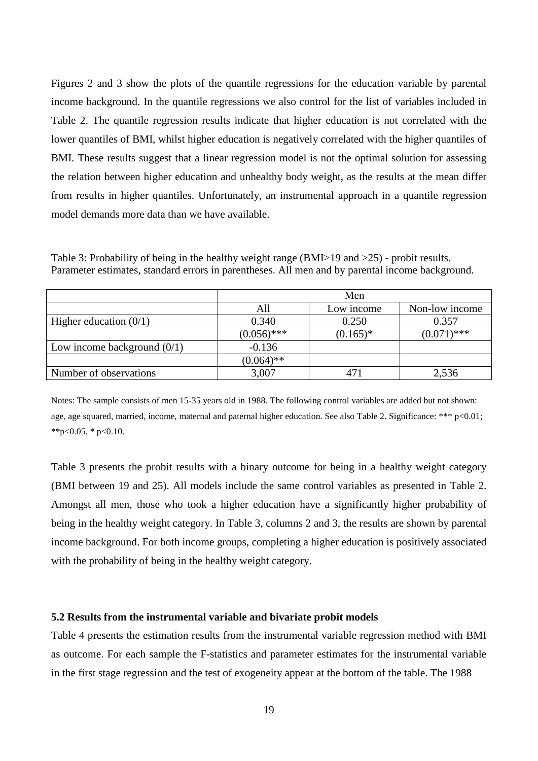Figures 2 and 3 show the plots of the quantile regressions for the education variable by parental income background. In the quantile regressions we also control for the list of variables included in Table 2. The quantile regression results indicate that higher education is not correlated with the lower quantiles of BMI, whilst higher education is negatively correlated with the higher quantiles of BMI. These results suggest that a linear regression model is not the optimal solution for assessing the relation between higher education and unhealthy body weight, as the results at the mean differ from results in higher quantiles. Unfortunately, an instrumental approach in a quantile regression model demands more data than we have available.

Table 3: Probability of being in the healthy weight range (BMI>19 and >25) - probit results. Parameter estimates, standard errors in parentheses. All men and by parental income background.

| | Men | | |
|---|---|---|---|
| | All | Low income | Non-low income |
| Higher education (0/1) | 0.340 | 0.250 | 0.357 |
| | (0.056)*** | (0.165)* | (0.071)*** |
| Low income background (0/1) | -0.136 | | |
| | (0.064)** | | |
| Number of observations | 3,007 | 471 | 2,536 |

Notes: The sample consists of men 15-35 years old in 1988. The following control variables are added but not shown: age, age squared, married, income, maternal and paternal higher education. See also Table 2. Significance: *** p<0.01; **p<0.05, * p<0.10.

Table 3 presents the probit results with a binary outcome for being in a healthy weight category (BMI between 19 and 25). All models include the same control variables as presented in Table 2. Amongst all men, those who took a higher education have a significantly higher probability of being in the healthy weight category. In Table 3, columns 2 and 3, the results are shown by parental income background. For both income groups, completing a higher education is positively associated with the probability of being in the healthy weight category.

### 5.2 Results from the instrumental variable and bivariate probit models

Table 4 presents the estimation results from the instrumental variable regression method with BMI as outcome. For each sample the F-statistics and parameter estimates for the instrumental variable in the first stage regression and the test of exogeneity appear at the bottom of the table. The 1988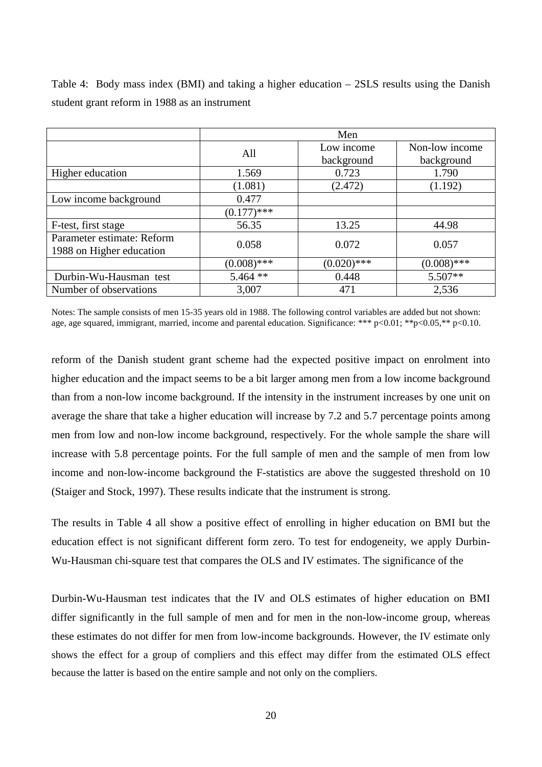Table 4: Body mass index (BMI) and taking a higher education – 2SLS results using the Danish student grant reform in 1988 as an instrument

| | Men | | |
|---|---|---|---|
| | All | Low income background | Non-low income background |
| Higher education | 1.569 | 0.723 | 1.790 |
| | (1.081) | (2.472) | (1.192) |
| Low income background | 0.477 | | |
| | (0.177)*** | | |
| F-test, first stage | 56.35 | 13.25 | 44.98 |
| Parameter estimate: Reform 1988 on Higher education | 0.058 | 0.072 | 0.057 |
| | (0.008)*** | (0.020)*** | (0.008)*** |
| Durbin-Wu-Hausman test | 5.464 ** | 0.448 | 5.507** |
| Number of observations | 3,007 | 471 | 2,536 |

Notes: The sample consists of men 15-35 years old in 1988. The following control variables are added but not shown: age, age squared, immigrant, married, income and parental education. Significance: *** p<0.01; **p<0.05,** p<0.10.

reform of the Danish student grant scheme had the expected positive impact on enrolment into higher education and the impact seems to be a bit larger among men from a low income background than from a non-low income background. If the intensity in the instrument increases by one unit on average the share that take a higher education will increase by 7.2 and 5.7 percentage points among men from low and non-low income background, respectively. For the whole sample the share will increase with 5.8 percentage points. For the full sample of men and the sample of men from low income and non-low-income background the F-statistics are above the suggested threshold on 10 (Staiger and Stock, 1997). These results indicate that the instrument is strong.

The results in Table 4 all show a positive effect of enrolling in higher education on BMI but the education effect is not significant different form zero. To test for endogeneity, we apply Durbin-Wu-Hausman chi-square test that compares the OLS and IV estimates. The significance of the

Durbin-Wu-Hausman test indicates that the IV and OLS estimates of higher education on BMI differ significantly in the full sample of men and for men in the non-low-income group, whereas these estimates do not differ for men from low-income backgrounds. However, the IV estimate only shows the effect for a group of compliers and this effect may differ from the estimated OLS effect because the latter is based on the entire sample and not only on the compliers.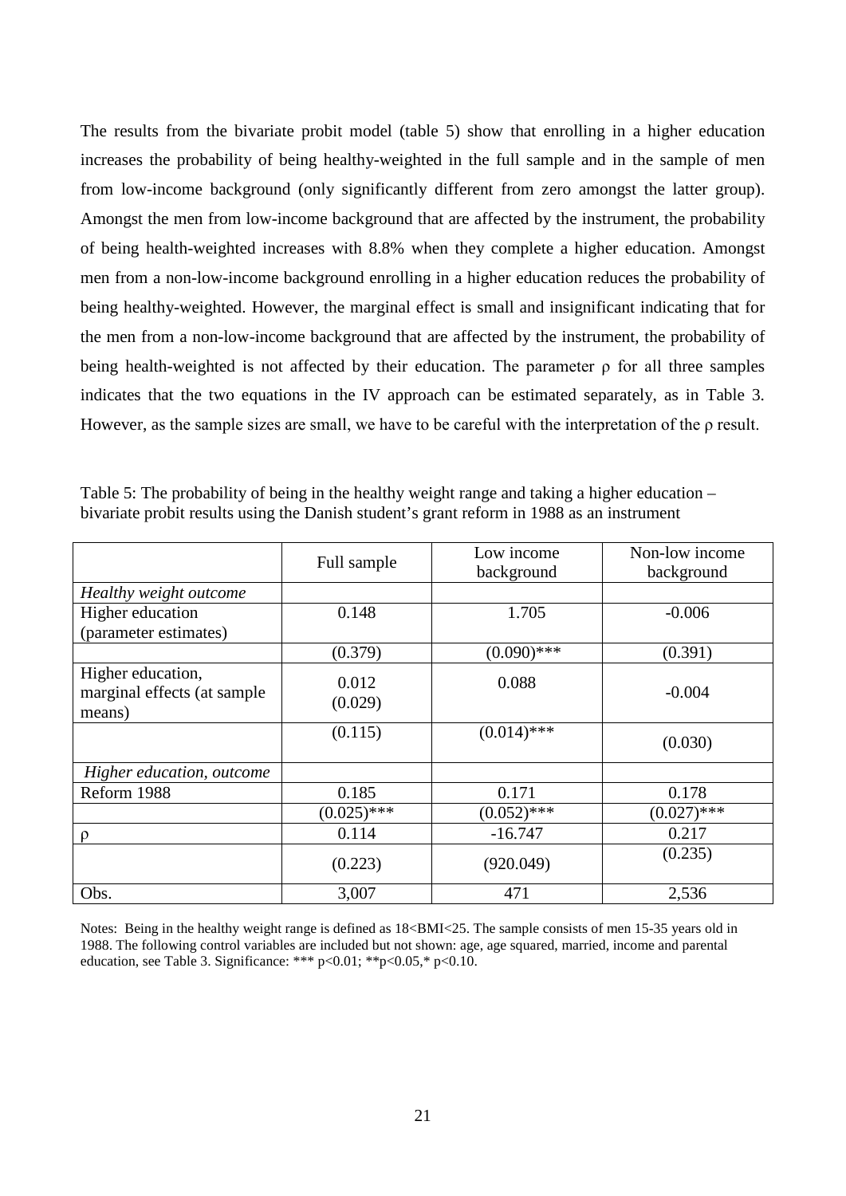The results from the bivariate probit model (table 5) show that enrolling in a higher education increases the probability of being healthy-weighted in the full sample and in the sample of men from low-income background (only significantly different from zero amongst the latter group). Amongst the men from low-income background that are affected by the instrument, the probability of being health-weighted increases with 8.8% when they complete a higher education. Amongst men from a non-low-income background enrolling in a higher education reduces the probability of being healthy-weighted. However, the marginal effect is small and insignificant indicating that for the men from a non-low-income background that are affected by the instrument, the probability of being health-weighted is not affected by their education. The parameter ρ for all three samples indicates that the two equations in the IV approach can be estimated separately, as in Table 3. However, as the sample sizes are small, we have to be careful with the interpretation of the ρ result.

Table 5: The probability of being in the healthy weight range and taking a higher education – bivariate probit results using the Danish student's grant reform in 1988 as an instrument

| | Full sample | Low income background | Non-low income background |
|---|---|---|---|
| *Healthy weight outcome* | | | |
| Higher education (parameter estimates) | 0.148 | 1.705 | -0.006 |
| | (0.379) | (0.090)*** | (0.391) |
| Higher education, marginal effects (at sample means) | 0.012 (0.029) | 0.088 | -0.004 |
| | (0.115) | (0.014)*** | (0.030) |
| *Higher education, outcome* | | | |
| Reform 1988 | 0.185 | 0.171 | 0.178 |
| | (0.025)*** | (0.052)*** | (0.027)*** |
| ρ | 0.114 | -16.747 | 0.217 |
| | (0.223) | (920.049) | (0.235) |
| Obs. | 3,007 | 471 | 2,536 |

Notes: Being in the healthy weight range is defined as 18<BMI<25. The sample consists of men 15-35 years old in 1988. The following control variables are included but not shown: age, age squared, married, income and parental education, see Table 3. Significance: *** p<0.01; **p<0.05,* p<0.10.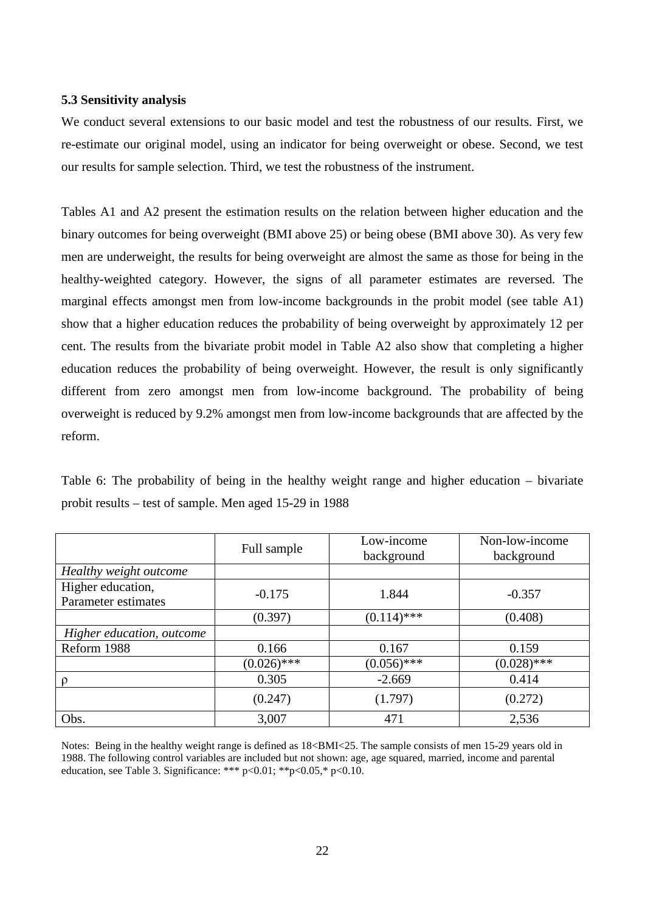### 5.3 Sensitivity analysis

We conduct several extensions to our basic model and test the robustness of our results. First, we re-estimate our original model, using an indicator for being overweight or obese. Second, we test our results for sample selection. Third, we test the robustness of the instrument.

Tables A1 and A2 present the estimation results on the relation between higher education and the binary outcomes for being overweight (BMI above 25) or being obese (BMI above 30). As very few men are underweight, the results for being overweight are almost the same as those for being in the healthy-weighted category. However, the signs of all parameter estimates are reversed. The marginal effects amongst men from low-income backgrounds in the probit model (see table A1) show that a higher education reduces the probability of being overweight by approximately 12 per cent. The results from the bivariate probit model in Table A2 also show that completing a higher education reduces the probability of being overweight. However, the result is only significantly different from zero amongst men from low-income background. The probability of being overweight is reduced by 9.2% amongst men from low-income backgrounds that are affected by the reform.

Table 6: The probability of being in the healthy weight range and higher education – bivariate probit results – test of sample. Men aged 15-29 in 1988

| | Full sample | Low-income background | Non-low-income background |
|---|---|---|---|
| *Healthy weight outcome* | | | |
| Higher education, Parameter estimates | -0.175 | 1.844 | -0.357 |
| | (0.397) | (0.114)*** | (0.408) |
| *Higher education, outcome* | | | |
| Reform 1988 | 0.166 | 0.167 | 0.159 |
| | (0.026)*** | (0.056)*** | (0.028)*** |
| ρ | 0.305 | -2.669 | 0.414 |
| | (0.247) | (1.797) | (0.272) |
| Obs. | 3,007 | 471 | 2,536 |

Notes: Being in the healthy weight range is defined as 18<BMI<25. The sample consists of men 15-29 years old in 1988. The following control variables are included but not shown: age, age squared, married, income and parental education, see Table 3. Significance: *** p<0.01; **p<0.05,* p<0.10.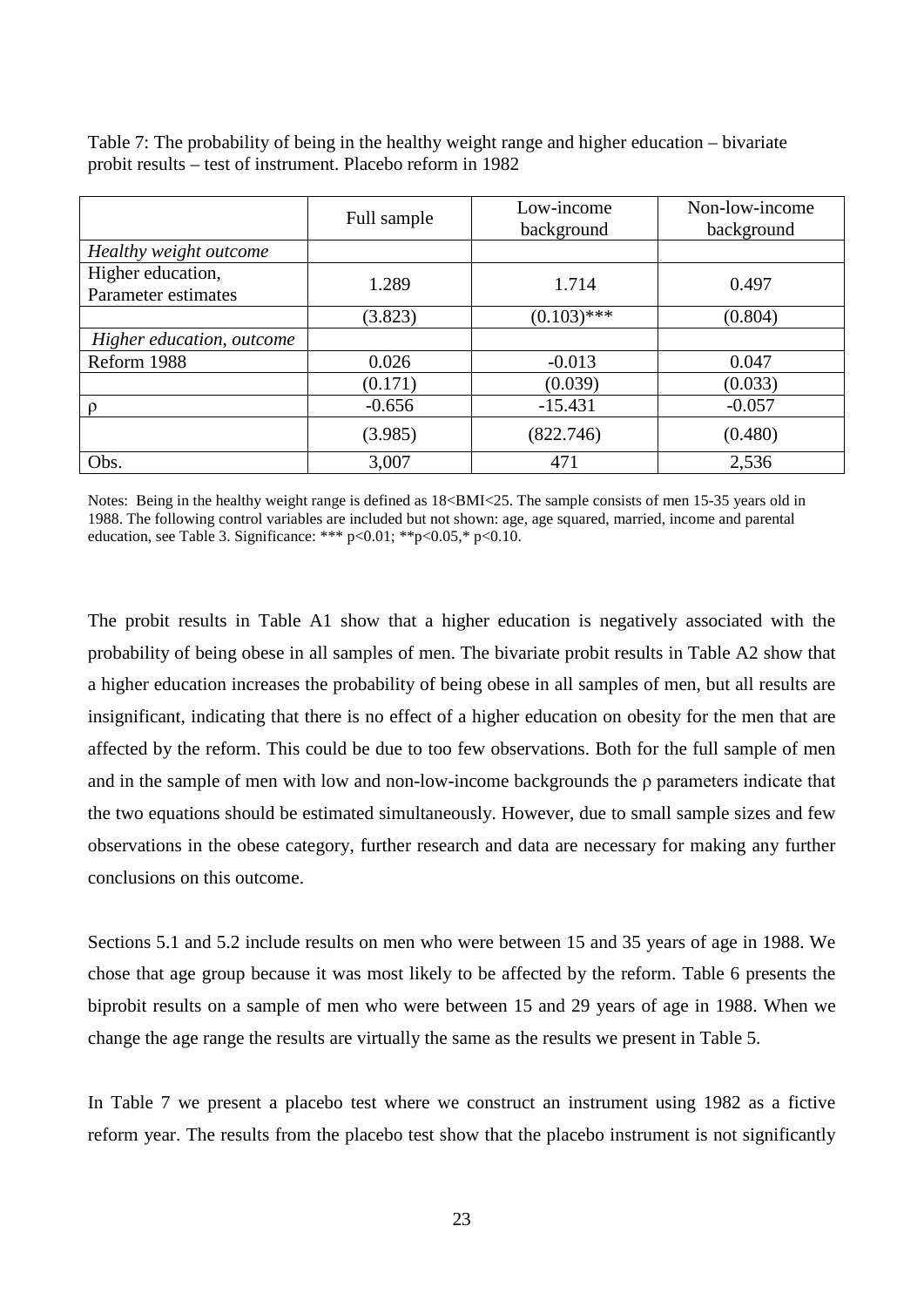Table 7: The probability of being in the healthy weight range and higher education – bivariate probit results – test of instrument. Placebo reform in 1982

| | Full sample | Low-income background | Non-low-income background |
|---|---|---|---|
| *Healthy weight outcome* | | | |
| Higher education, Parameter estimates | 1.289 | 1.714 | 0.497 |
| | (3.823) | (0.103)*** | (0.804) |
| *Higher education, outcome* | | | |
| Reform 1988 | 0.026 | -0.013 | 0.047 |
| | (0.171) | (0.039) | (0.033) |
| ρ | -0.656 | -15.431 | -0.057 |
| | (3.985) | (822.746) | (0.480) |
| Obs. | 3,007 | 471 | 2,536 |

Notes: Being in the healthy weight range is defined as 18<BMI<25. The sample consists of men 15-35 years old in 1988. The following control variables are included but not shown: age, age squared, married, income and parental education, see Table 3. Significance: *** p<0.01; **p<0.05,* p<0.10.

The probit results in Table A1 show that a higher education is negatively associated with the probability of being obese in all samples of men. The bivariate probit results in Table A2 show that a higher education increases the probability of being obese in all samples of men, but all results are insignificant, indicating that there is no effect of a higher education on obesity for the men that are affected by the reform. This could be due to too few observations. Both for the full sample of men and in the sample of men with low and non-low-income backgrounds the ρ parameters indicate that the two equations should be estimated simultaneously. However, due to small sample sizes and few observations in the obese category, further research and data are necessary for making any further conclusions on this outcome.

Sections 5.1 and 5.2 include results on men who were between 15 and 35 years of age in 1988. We chose that age group because it was most likely to be affected by the reform. Table 6 presents the biprobit results on a sample of men who were between 15 and 29 years of age in 1988. When we change the age range the results are virtually the same as the results we present in Table 5.

In Table 7 we present a placebo test where we construct an instrument using 1982 as a fictive reform year. The results from the placebo test show that the placebo instrument is not significantly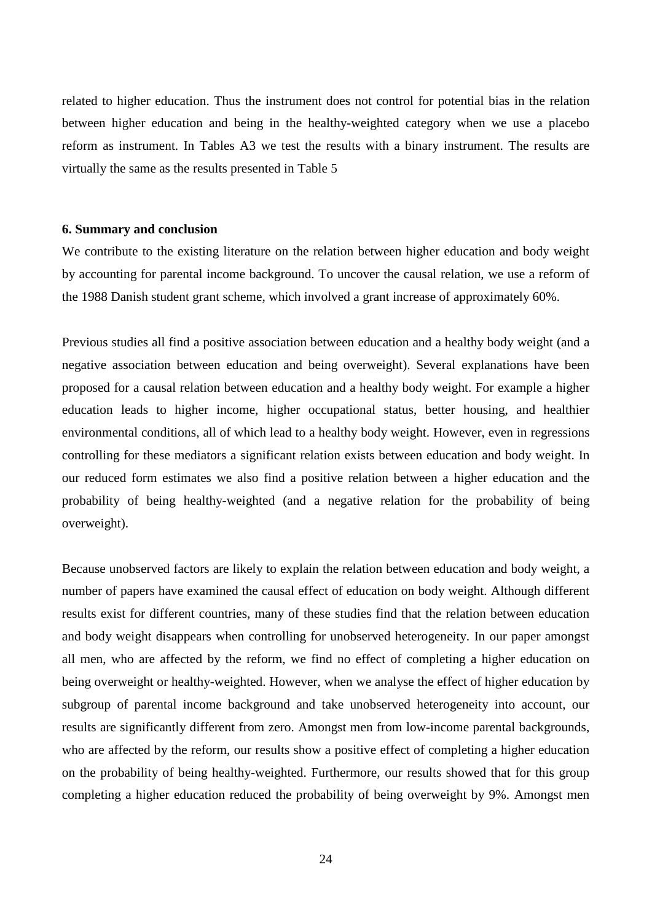related to higher education. Thus the instrument does not control for potential bias in the relation between higher education and being in the healthy-weighted category when we use a placebo reform as instrument. In Tables A3 we test the results with a binary instrument. The results are virtually the same as the results presented in Table 5

### 6. Summary and conclusion

We contribute to the existing literature on the relation between higher education and body weight by accounting for parental income background. To uncover the causal relation, we use a reform of the 1988 Danish student grant scheme, which involved a grant increase of approximately 60%.

Previous studies all find a positive association between education and a healthy body weight (and a negative association between education and being overweight). Several explanations have been proposed for a causal relation between education and a healthy body weight. For example a higher education leads to higher income, higher occupational status, better housing, and healthier environmental conditions, all of which lead to a healthy body weight. However, even in regressions controlling for these mediators a significant relation exists between education and body weight. In our reduced form estimates we also find a positive relation between a higher education and the probability of being healthy-weighted (and a negative relation for the probability of being overweight).

Because unobserved factors are likely to explain the relation between education and body weight, a number of papers have examined the causal effect of education on body weight. Although different results exist for different countries, many of these studies find that the relation between education and body weight disappears when controlling for unobserved heterogeneity. In our paper amongst all men, who are affected by the reform, we find no effect of completing a higher education on being overweight or healthy-weighted. However, when we analyse the effect of higher education by subgroup of parental income background and take unobserved heterogeneity into account, our results are significantly different from zero. Amongst men from low-income parental backgrounds, who are affected by the reform, our results show a positive effect of completing a higher education on the probability of being healthy-weighted. Furthermore, our results showed that for this group completing a higher education reduced the probability of being overweight by 9%. Amongst men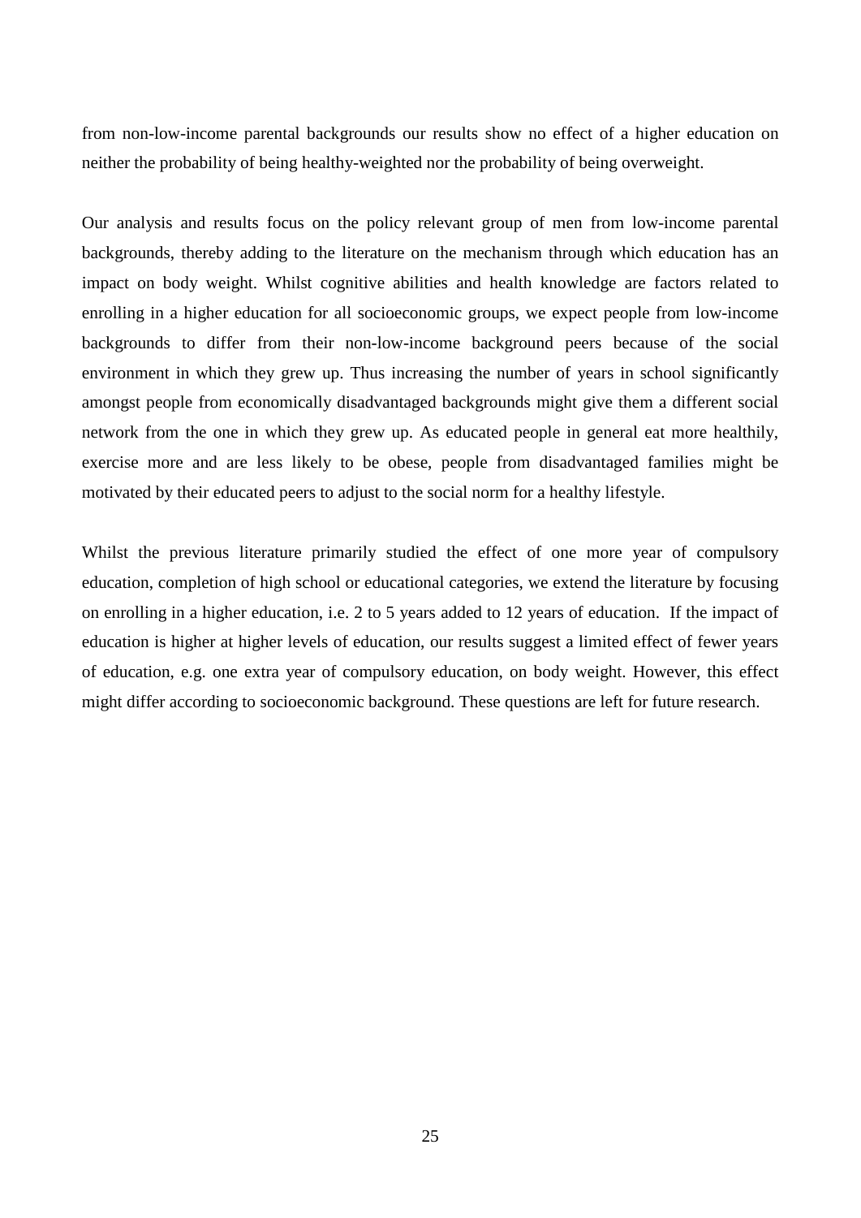from non-low-income parental backgrounds our results show no effect of a higher education on neither the probability of being healthy-weighted nor the probability of being overweight.

Our analysis and results focus on the policy relevant group of men from low-income parental backgrounds, thereby adding to the literature on the mechanism through which education has an impact on body weight. Whilst cognitive abilities and health knowledge are factors related to enrolling in a higher education for all socioeconomic groups, we expect people from low-income backgrounds to differ from their non-low-income background peers because of the social environment in which they grew up. Thus increasing the number of years in school significantly amongst people from economically disadvantaged backgrounds might give them a different social network from the one in which they grew up. As educated people in general eat more healthily, exercise more and are less likely to be obese, people from disadvantaged families might be motivated by their educated peers to adjust to the social norm for a healthy lifestyle.

Whilst the previous literature primarily studied the effect of one more year of compulsory education, completion of high school or educational categories, we extend the literature by focusing on enrolling in a higher education, i.e. 2 to 5 years added to 12 years of education. If the impact of education is higher at higher levels of education, our results suggest a limited effect of fewer years of education, e.g. one extra year of compulsory education, on body weight. However, this effect might differ according to socioeconomic background. These questions are left for future research.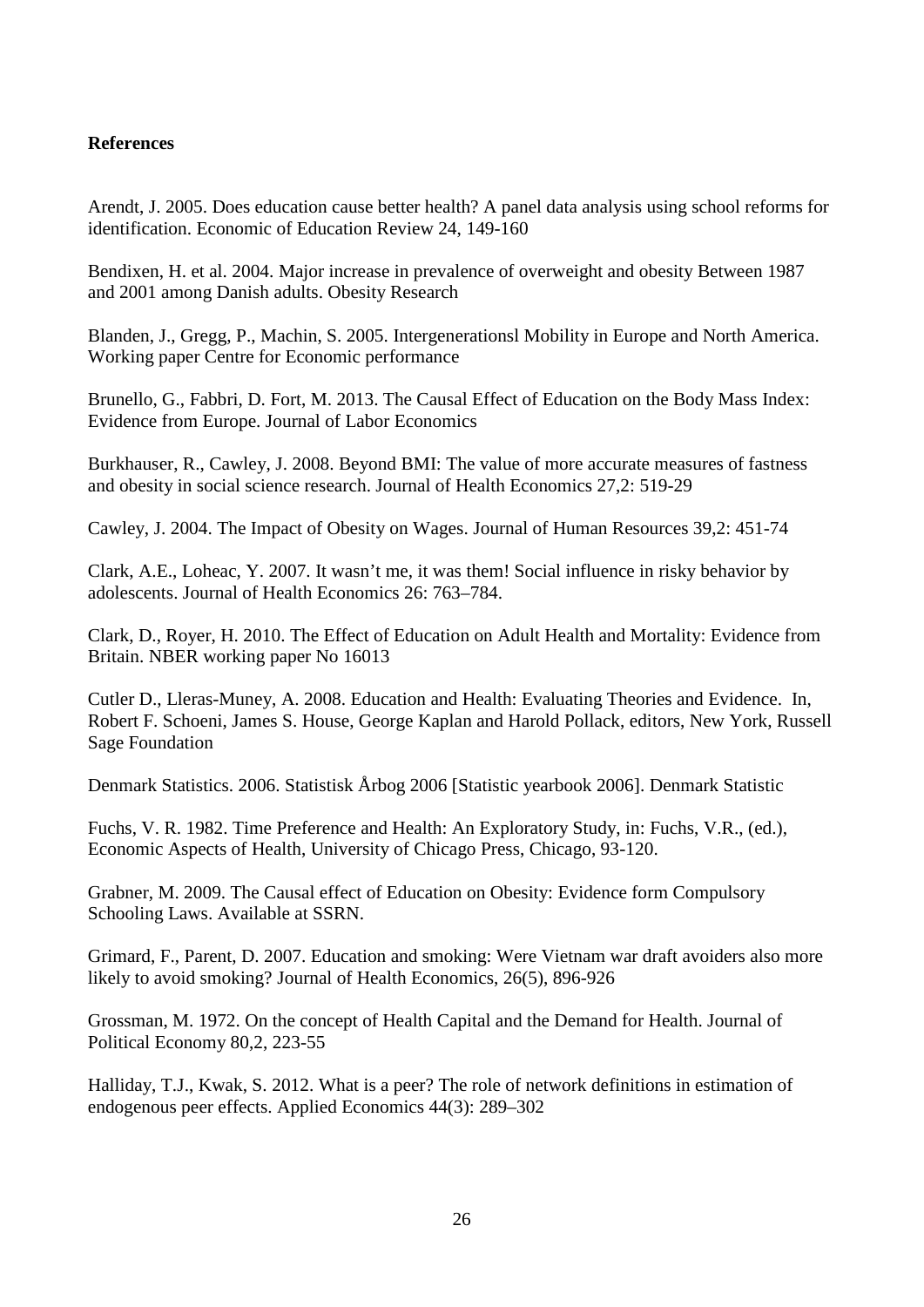**References**

Arendt, J. 2005. Does education cause better health? A panel data analysis using school reforms for identification. Economic of Education Review 24, 149-160

Bendixen, H. et al. 2004. Major increase in prevalence of overweight and obesity Between 1987 and 2001 among Danish adults. Obesity Research

Blanden, J., Gregg, P., Machin, S. 2005. Intergenerationsl Mobility in Europe and North America. Working paper Centre for Economic performance

Brunello, G., Fabbri, D. Fort, M. 2013. The Causal Effect of Education on the Body Mass Index: Evidence from Europe. Journal of Labor Economics

Burkhauser, R., Cawley, J. 2008. Beyond BMI: The value of more accurate measures of fastness and obesity in social science research. Journal of Health Economics 27,2: 519-29

Cawley, J. 2004. The Impact of Obesity on Wages. Journal of Human Resources 39,2: 451-74

Clark, A.E., Loheac, Y. 2007. It wasn't me, it was them! Social influence in risky behavior by adolescents. Journal of Health Economics 26: 763–784.

Clark, D., Royer, H. 2010. The Effect of Education on Adult Health and Mortality: Evidence from Britain. NBER working paper No 16013

Cutler D., Lleras-Muney, A. 2008. Education and Health: Evaluating Theories and Evidence. In, Robert F. Schoeni, James S. House, George Kaplan and Harold Pollack, editors, New York, Russell Sage Foundation

Denmark Statistics. 2006. Statistisk Årbog 2006 [Statistic yearbook 2006]. Denmark Statistic

Fuchs, V. R. 1982. Time Preference and Health: An Exploratory Study, in: Fuchs, V.R., (ed.), Economic Aspects of Health, University of Chicago Press, Chicago, 93-120.

Grabner, M. 2009. The Causal effect of Education on Obesity: Evidence form Compulsory Schooling Laws. Available at SSRN.

Grimard, F., Parent, D. 2007. Education and smoking: Were Vietnam war draft avoiders also more likely to avoid smoking? Journal of Health Economics, 26(5), 896-926

Grossman, M. 1972. On the concept of Health Capital and the Demand for Health. Journal of Political Economy 80,2, 223-55

Halliday, T.J., Kwak, S. 2012. What is a peer? The role of network definitions in estimation of endogenous peer effects. Applied Economics 44(3): 289–302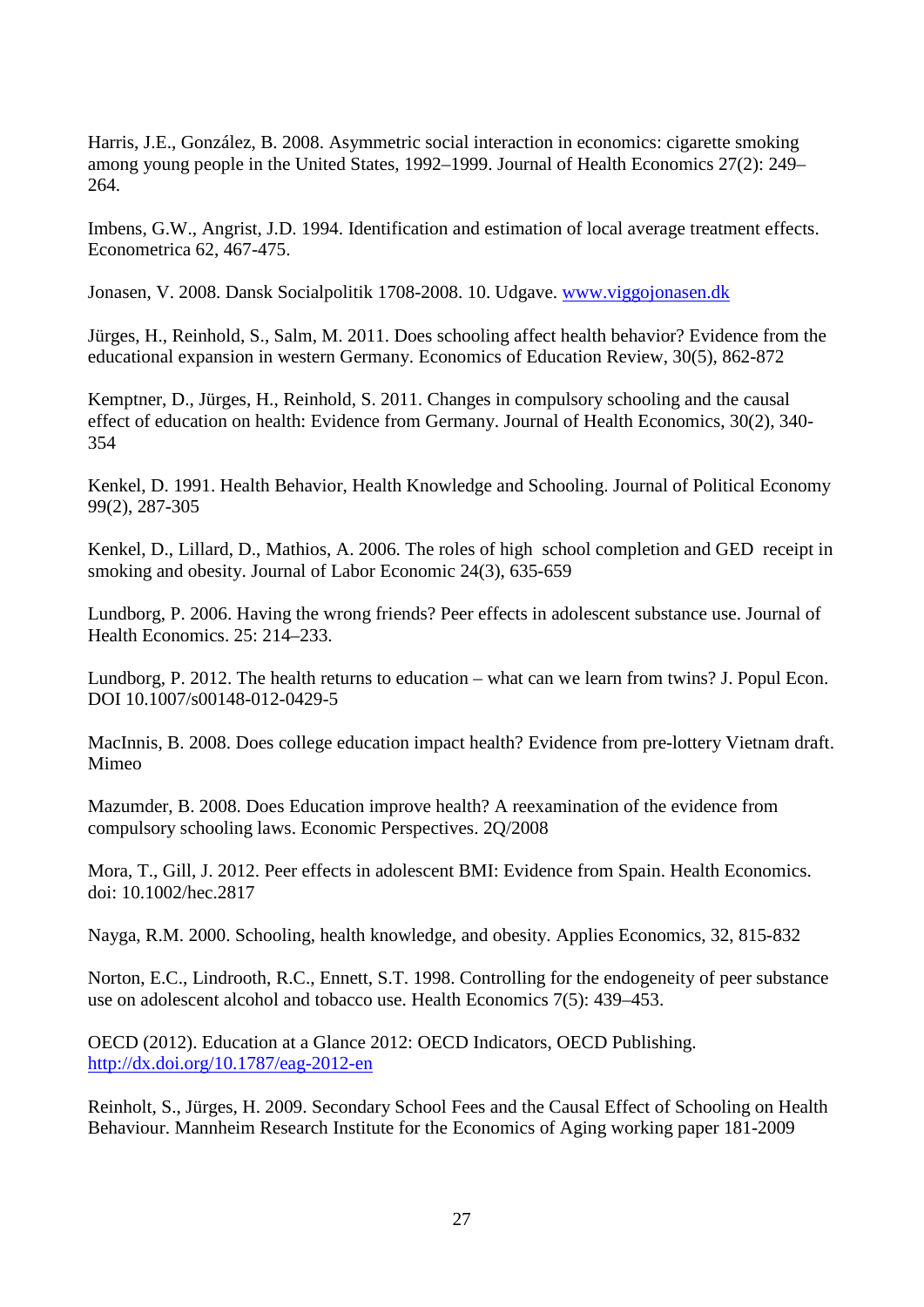Harris, J.E., González, B. 2008. Asymmetric social interaction in economics: cigarette smoking among young people in the United States, 1992–1999. Journal of Health Economics 27(2): 249–264.

Imbens, G.W., Angrist, J.D. 1994. Identification and estimation of local average treatment effects. Econometrica 62, 467-475.

Jonasen, V. 2008. Dansk Socialpolitik 1708-2008. 10. Udgave. www.viggojonasen.dk

Jürges, H., Reinhold, S., Salm, M. 2011. Does schooling affect health behavior? Evidence from the educational expansion in western Germany. Economics of Education Review, 30(5), 862-872

Kemptner, D., Jürges, H., Reinhold, S. 2011. Changes in compulsory schooling and the causal effect of education on health: Evidence from Germany. Journal of Health Economics, 30(2), 340-354

Kenkel, D. 1991. Health Behavior, Health Knowledge and Schooling. Journal of Political Economy 99(2), 287-305

Kenkel, D., Lillard, D., Mathios, A. 2006. The roles of high school completion and GED receipt in smoking and obesity. Journal of Labor Economic 24(3), 635-659

Lundborg, P. 2006. Having the wrong friends? Peer effects in adolescent substance use. Journal of Health Economics. 25: 214–233.

Lundborg, P. 2012. The health returns to education – what can we learn from twins? J. Popul Econ. DOI 10.1007/s00148-012-0429-5

MacInnis, B. 2008. Does college education impact health? Evidence from pre-lottery Vietnam draft. Mimeo

Mazumder, B. 2008. Does Education improve health? A reexamination of the evidence from compulsory schooling laws. Economic Perspectives. 2Q/2008

Mora, T., Gill, J. 2012. Peer effects in adolescent BMI: Evidence from Spain. Health Economics. doi: 10.1002/hec.2817

Nayga, R.M. 2000. Schooling, health knowledge, and obesity. Applies Economics, 32, 815-832

Norton, E.C., Lindrooth, R.C., Ennett, S.T. 1998. Controlling for the endogeneity of peer substance use on adolescent alcohol and tobacco use. Health Economics 7(5): 439–453.

OECD (2012). Education at a Glance 2012: OECD Indicators, OECD Publishing. http://dx.doi.org/10.1787/eag-2012-en

Reinholt, S., Jürges, H. 2009. Secondary School Fees and the Causal Effect of Schooling on Health Behaviour. Mannheim Research Institute for the Economics of Aging working paper 181-2009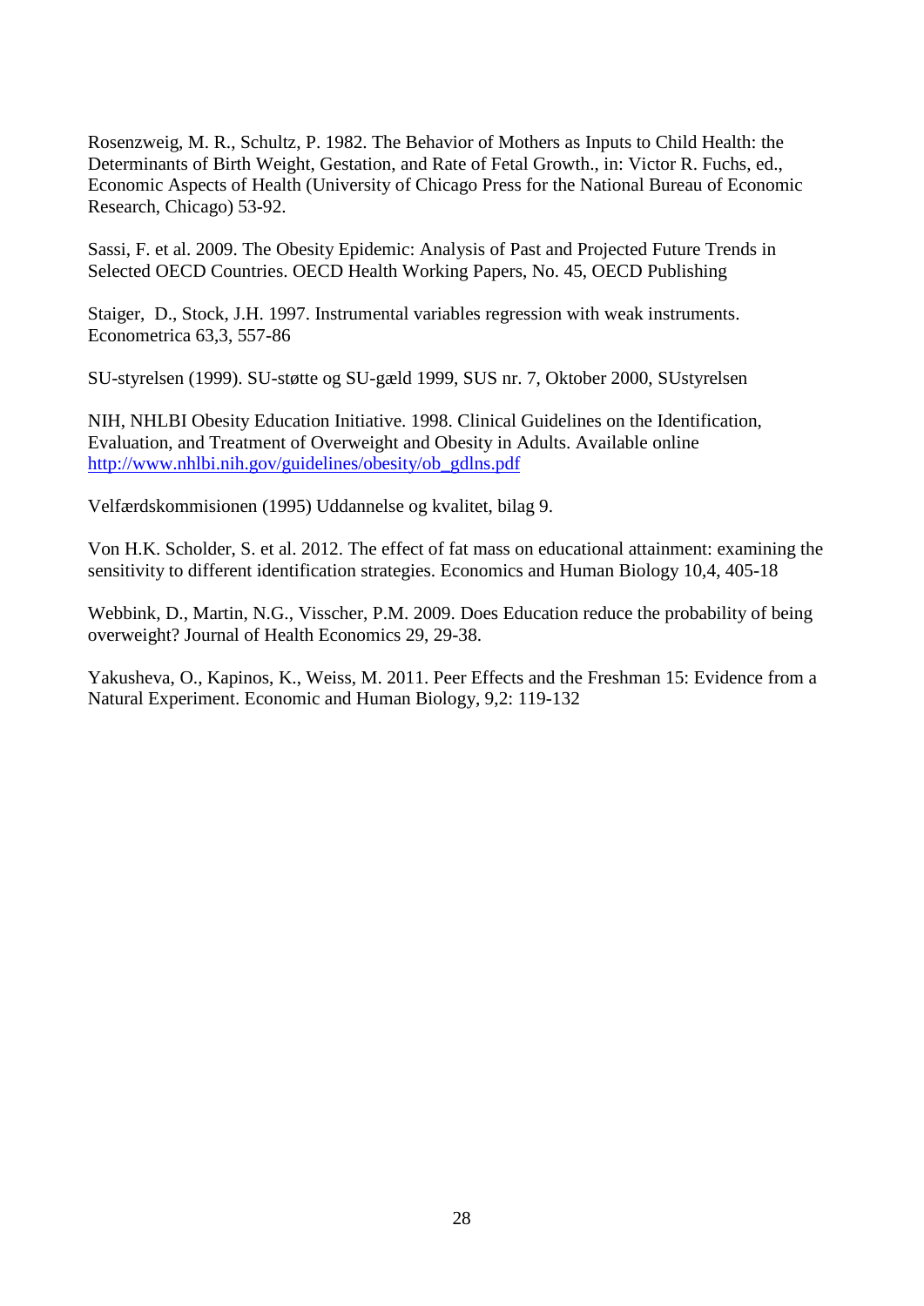Rosenzweig, M. R., Schultz, P. 1982. The Behavior of Mothers as Inputs to Child Health: the Determinants of Birth Weight, Gestation, and Rate of Fetal Growth., in: Victor R. Fuchs, ed., Economic Aspects of Health (University of Chicago Press for the National Bureau of Economic Research, Chicago) 53-92.

Sassi, F. et al. 2009. The Obesity Epidemic: Analysis of Past and Projected Future Trends in Selected OECD Countries. OECD Health Working Papers, No. 45, OECD Publishing

Staiger, D., Stock, J.H. 1997. Instrumental variables regression with weak instruments. Econometrica 63,3, 557-86

SU-styrelsen (1999). SU-støtte og SU-gæld 1999, SUS nr. 7, Oktober 2000, SUstyrelsen

NIH, NHLBI Obesity Education Initiative. 1998. Clinical Guidelines on the Identification, Evaluation, and Treatment of Overweight and Obesity in Adults. Available online http://www.nhlbi.nih.gov/guidelines/obesity/ob_gdlns.pdf

Velfærdskommisionen (1995) Uddannelse og kvalitet, bilag 9.

Von H.K. Scholder, S. et al. 2012. The effect of fat mass on educational attainment: examining the sensitivity to different identification strategies. Economics and Human Biology 10,4, 405-18

Webbink, D., Martin, N.G., Visscher, P.M. 2009. Does Education reduce the probability of being overweight? Journal of Health Economics 29, 29-38.

Yakusheva, O., Kapinos, K., Weiss, M. 2011. Peer Effects and the Freshman 15: Evidence from a Natural Experiment. Economic and Human Biology, 9,2: 119-132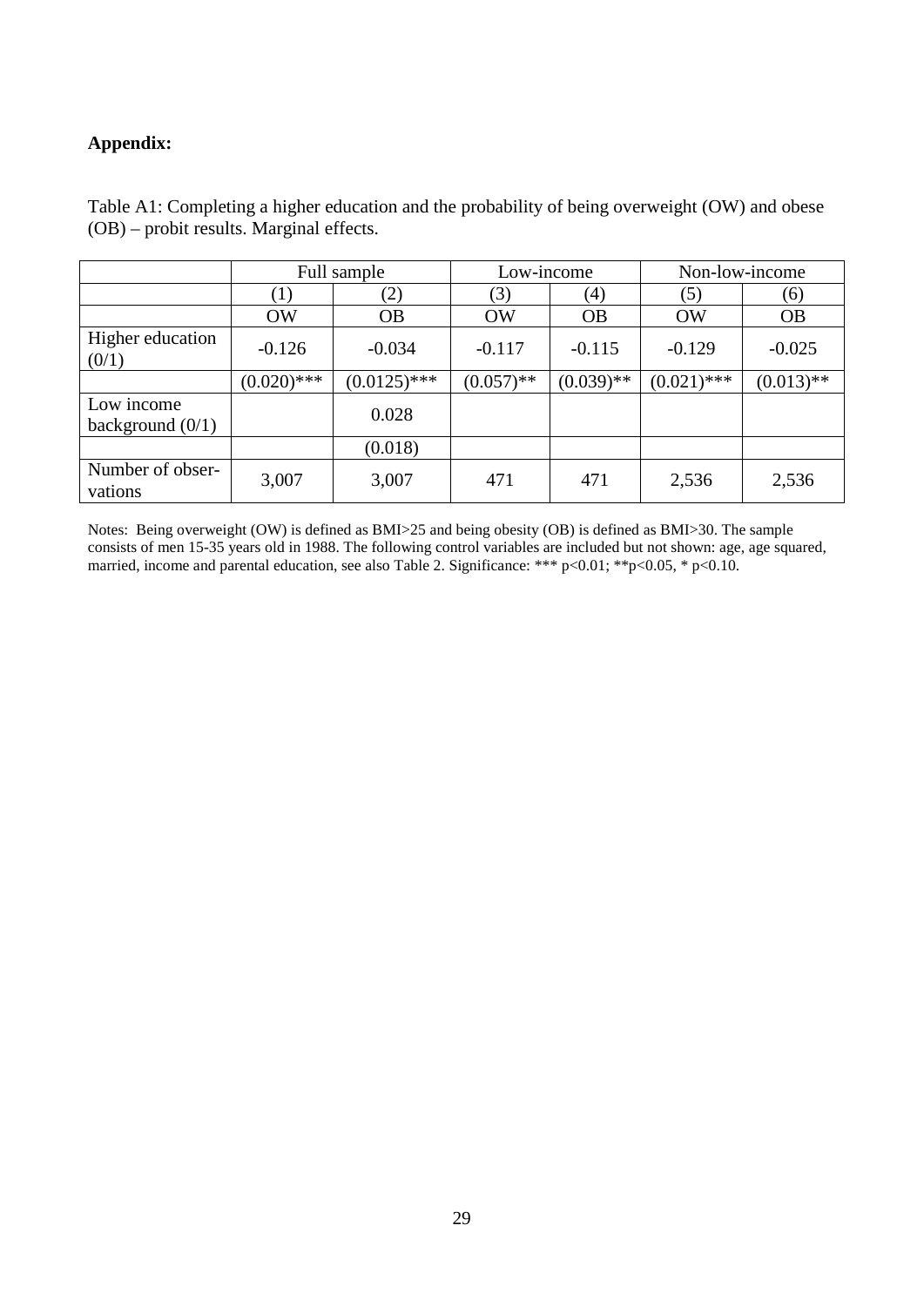**Appendix:**

Table A1: Completing a higher education and the probability of being overweight (OW) and obese (OB) – probit results. Marginal effects.

| | Full sample | | Low-income | | Non-low-income | |
|---|---|---|---|---|---|---|
| | (1) | (2) | (3) | (4) | (5) | (6) |
| | OW | OB | OW | OB | OW | OB |
| Higher education (0/1) | -0.126 | -0.034 | -0.117 | -0.115 | -0.129 | -0.025 |
| | (0.020)*** | (0.0125)*** | (0.057)** | (0.039)** | (0.021)*** | (0.013)** |
| Low income background (0/1) | | 0.028 | | | | |
| | | (0.018) | | | | |
| Number of observations | 3,007 | 3,007 | 471 | 471 | 2,536 | 2,536 |

Notes: Being overweight (OW) is defined as BMI>25 and being obesity (OB) is defined as BMI>30. The sample consists of men 15-35 years old in 1988. The following control variables are included but not shown: age, age squared, married, income and parental education, see also Table 2. Significance: *** p<0.01; **p<0.05, * p<0.10.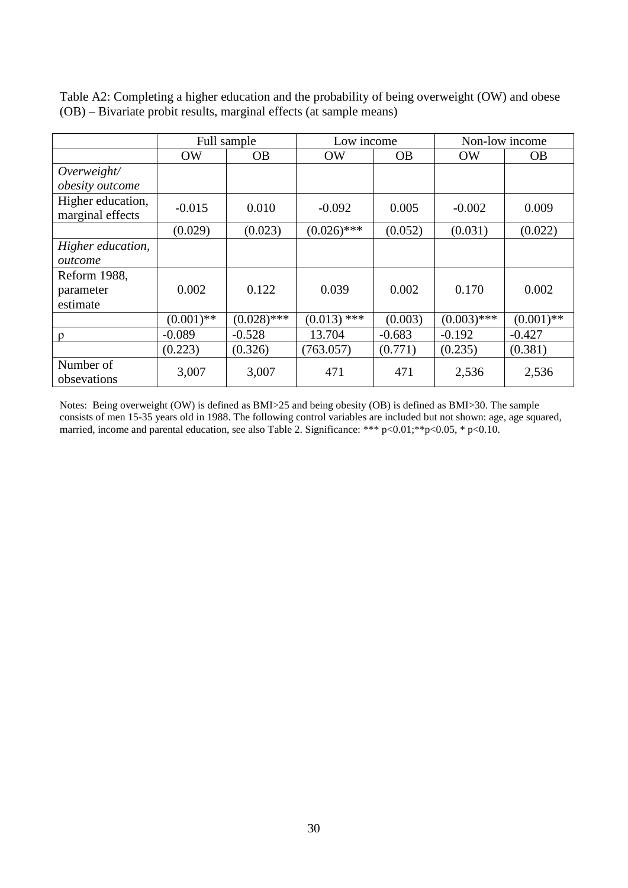Table A2: Completing a higher education and the probability of being overweight (OW) and obese (OB) – Bivariate probit results, marginal effects (at sample means)

| | Full sample | | Low income | | Non-low income | |
|---|---|---|---|---|---|---|
| | OW | OB | OW | OB | OW | OB |
| *Overweight/ obesity outcome* | | | | | | |
| Higher education, marginal effects | -0.015 | 0.010 | -0.092 | 0.005 | -0.002 | 0.009 |
| | (0.029) | (0.023) | (0.026)*** | (0.052) | (0.031) | (0.022) |
| *Higher education, outcome* | | | | | | |
| Reform 1988, parameter estimate | 0.002 | 0.122 | 0.039 | 0.002 | 0.170 | 0.002 |
| | (0.001)** | (0.028)*** | (0.013) *** | (0.003) | (0.003)*** | (0.001)** |
| ρ | -0.089 | -0.528 | 13.704 | -0.683 | -0.192 | -0.427 |
| | (0.223) | (0.326) | (763.057) | (0.771) | (0.235) | (0.381) |
| Number of obsevations | 3,007 | 3,007 | 471 | 471 | 2,536 | 2,536 |

Notes: Being overweight (OW) is defined as BMI>25 and being obesity (OB) is defined as BMI>30. The sample consists of men 15-35 years old in 1988. The following control variables are included but not shown: age, age squared, married, income and parental education, see also Table 2. Significance: *** p<0.01;**p<0.05, * p<0.10.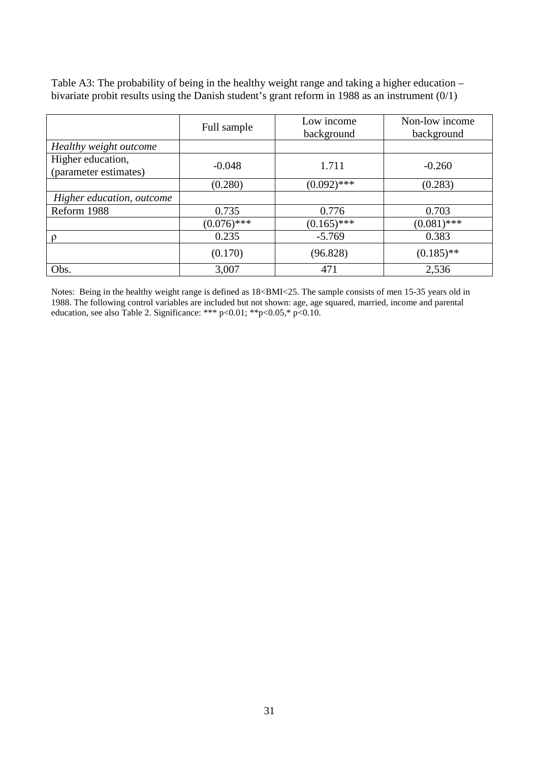Table A3: The probability of being in the healthy weight range and taking a higher education – bivariate probit results using the Danish student's grant reform in 1988 as an instrument (0/1)

| | Full sample | Low income background | Non-low income background |
|---|---|---|---|
| *Healthy weight outcome* | | | |
| Higher education, (parameter estimates) | -0.048 | 1.711 | -0.260 |
| | (0.280) | (0.092)*** | (0.283) |
| *Higher education, outcome* | | | |
| Reform 1988 | 0.735 | 0.776 | 0.703 |
| | (0.076)*** | (0.165)*** | (0.081)*** |
| ρ | 0.235 | -5.769 | 0.383 |
| | (0.170) | (96.828) | (0.185)** |
| Obs. | 3,007 | 471 | 2,536 |

Notes: Being in the healthy weight range is defined as 18<BMI<25. The sample consists of men 15-35 years old in 1988. The following control variables are included but not shown: age, age squared, married, income and parental education, see also Table 2. Significance: *** p<0.01; **p<0.05,* p<0.10.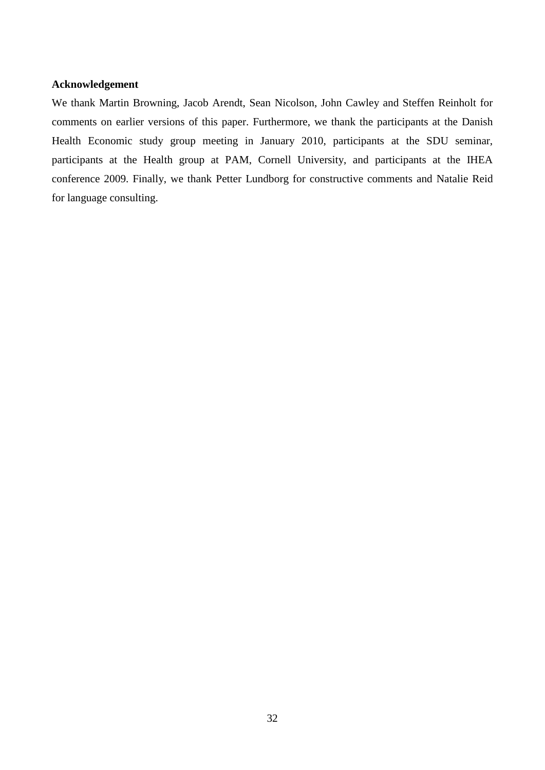**Acknowledgement**

We thank Martin Browning, Jacob Arendt, Sean Nicolson, John Cawley and Steffen Reinholt for comments on earlier versions of this paper. Furthermore, we thank the participants at the Danish Health Economic study group meeting in January 2010, participants at the SDU seminar, participants at the Health group at PAM, Cornell University, and participants at the IHEA conference 2009. Finally, we thank Petter Lundborg for constructive comments and Natalie Reid for language consulting.